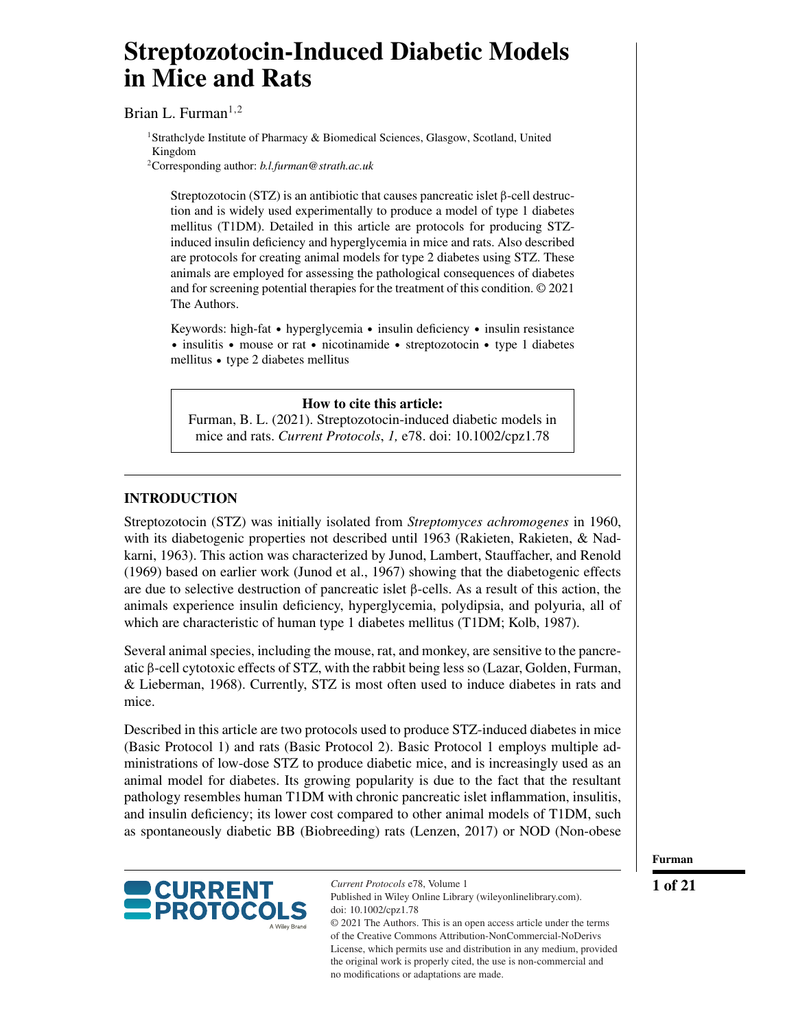# Streptozotocin-Induced Diabetic Models in Mice and Rats

Brian L. Furman[1,2]

[1]Strathclyde Institute of Pharmacy & Biomedical Sciences, Glasgow, Scotland, United Kingdom

[2]Corresponding author: *b.l.furman@strath.ac.uk*

Streptozotocin (STZ) is an antibiotic that causes pancreatic islet β-cell destruction and is widely used experimentally to produce a model of type 1 diabetes mellitus (T1DM). Detailed in this article are protocols for producing STZ-induced insulin deficiency and hyperglycemia in mice and rats. Also described are protocols for creating animal models for type 2 diabetes using STZ. These animals are employed for assessing the pathological consequences of diabetes and for screening potential therapies for the treatment of this condition. © 2021 The Authors.

Keywords: high-fat • hyperglycemia • insulin deficiency • insulin resistance • insulitis • mouse or rat • nicotinamide • streptozotocin • type 1 diabetes mellitus • type 2 diabetes mellitus

**How to cite this article:**
Furman, B. L. (2021). Streptozotocin-induced diabetic models in mice and rats. *Current Protocols*, *1,* e78. doi: 10.1002/cpz1.78

## INTRODUCTION

Streptozotocin (STZ) was initially isolated from *Streptomyces achromogenes* in 1960, with its diabetogenic properties not described until 1963 (Rakieten, Rakieten, & Nadkarni, 1963). This action was characterized by Junod, Lambert, Stauffacher, and Renold (1969) based on earlier work (Junod et al., 1967) showing that the diabetogenic effects are due to selective destruction of pancreatic islet β-cells. As a result of this action, the animals experience insulin deficiency, hyperglycemia, polydipsia, and polyuria, all of which are characteristic of human type 1 diabetes mellitus (T1DM; Kolb, 1987).

Several animal species, including the mouse, rat, and monkey, are sensitive to the pancreatic β-cell cytotoxic effects of STZ, with the rabbit being less so (Lazar, Golden, Furman, & Lieberman, 1968). Currently, STZ is most often used to induce diabetes in rats and mice.

Described in this article are two protocols used to produce STZ-induced diabetes in mice (Basic Protocol 1) and rats (Basic Protocol 2). Basic Protocol 1 employs multiple administrations of low-dose STZ to produce diabetic mice, and is increasingly used as an animal model for diabetes. Its growing popularity is due to the fact that the resultant pathology resembles human T1DM with chronic pancreatic islet inflammation, insulitis, and insulin deficiency; its lower cost compared to other animal models of T1DM, such as spontaneously diabetic BB (Biobreeding) rats (Lenzen, 2017) or NOD (Non-obese

*Current Protocols* e78, Volume 1
Published in Wiley Online Library (wileyonlinelibrary.com).
doi: 10.1002/cpz1.78
© 2021 The Authors. This is an open access article under the terms of the Creative Commons Attribution-NonCommercial-NoDerivs License, which permits use and distribution in any medium, provided the original work is properly cited, the use is non-commercial and no modifications or adaptations are made.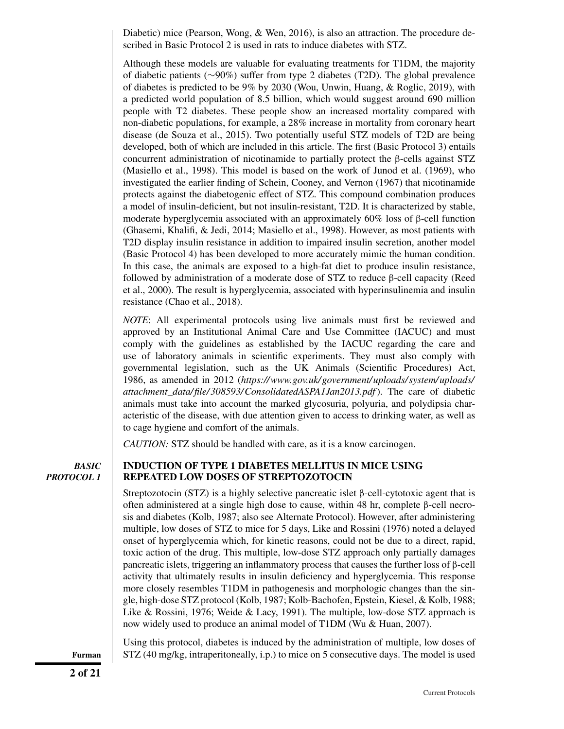Diabetic) mice (Pearson, Wong, & Wen, 2016), is also an attraction. The procedure described in Basic Protocol 2 is used in rats to induce diabetes with STZ.

Although these models are valuable for evaluating treatments for T1DM, the majority of diabetic patients (~90%) suffer from type 2 diabetes (T2D). The global prevalence of diabetes is predicted to be 9% by 2030 (Wou, Unwin, Huang, & Roglic, 2019), with a predicted world population of 8.5 billion, which would suggest around 690 million people with T2 diabetes. These people show an increased mortality compared with non-diabetic populations, for example, a 28% increase in mortality from coronary heart disease (de Souza et al., 2015). Two potentially useful STZ models of T2D are being developed, both of which are included in this article. The first (Basic Protocol 3) entails concurrent administration of nicotinamide to partially protect the β-cells against STZ (Masiello et al., 1998). This model is based on the work of Junod et al. (1969), who investigated the earlier finding of Schein, Cooney, and Vernon (1967) that nicotinamide protects against the diabetogenic effect of STZ. This compound combination produces a model of insulin-deficient, but not insulin-resistant, T2D. It is characterized by stable, moderate hyperglycemia associated with an approximately 60% loss of β-cell function (Ghasemi, Khalifi, & Jedi, 2014; Masiello et al., 1998). However, as most patients with T2D display insulin resistance in addition to impaired insulin secretion, another model (Basic Protocol 4) has been developed to more accurately mimic the human condition. In this case, the animals are exposed to a high-fat diet to produce insulin resistance, followed by administration of a moderate dose of STZ to reduce β-cell capacity (Reed et al., 2000). The result is hyperglycemia, associated with hyperinsulinemia and insulin resistance (Chao et al., 2018).

*NOTE*: All experimental protocols using live animals must first be reviewed and approved by an Institutional Animal Care and Use Committee (IACUC) and must comply with the guidelines as established by the IACUC regarding the care and use of laboratory animals in scientific experiments. They must also comply with governmental legislation, such as the UK Animals (Scientific Procedures) Act, 1986, as amended in 2012 (*https://www.gov.uk/government/uploads/system/uploads/attachment_data/file/308593/ConsolidatedASPA1Jan2013.pdf*). The care of diabetic animals must take into account the marked glycosuria, polyuria, and polydipsia characteristic of the disease, with due attention given to access to drinking water, as well as to cage hygiene and comfort of the animals.

*CAUTION:* STZ should be handled with care, as it is a know carcinogen.

## *BASIC PROTOCOL 1*

## INDUCTION OF TYPE 1 DIABETES MELLITUS IN MICE USING REPEATED LOW DOSES OF STREPTOZOTOCIN

Streptozotocin (STZ) is a highly selective pancreatic islet β-cell-cytotoxic agent that is often administered at a single high dose to cause, within 48 hr, complete β-cell necrosis and diabetes (Kolb, 1987; also see Alternate Protocol). However, after administering multiple, low doses of STZ to mice for 5 days, Like and Rossini (1976) noted a delayed onset of hyperglycemia which, for kinetic reasons, could not be due to a direct, rapid, toxic action of the drug. This multiple, low-dose STZ approach only partially damages pancreatic islets, triggering an inflammatory process that causes the further loss of β-cell activity that ultimately results in insulin deficiency and hyperglycemia. This response more closely resembles T1DM in pathogenesis and morphologic changes than the single, high-dose STZ protocol (Kolb, 1987; Kolb-Bachofen, Epstein, Kiesel, & Kolb, 1988; Like & Rossini, 1976; Weide & Lacy, 1991). The multiple, low-dose STZ approach is now widely used to produce an animal model of T1DM (Wu & Huan, 2007).

Using this protocol, diabetes is induced by the administration of multiple, low doses of STZ (40 mg/kg, intraperitoneally, i.p.) to mice on 5 consecutive days. The model is used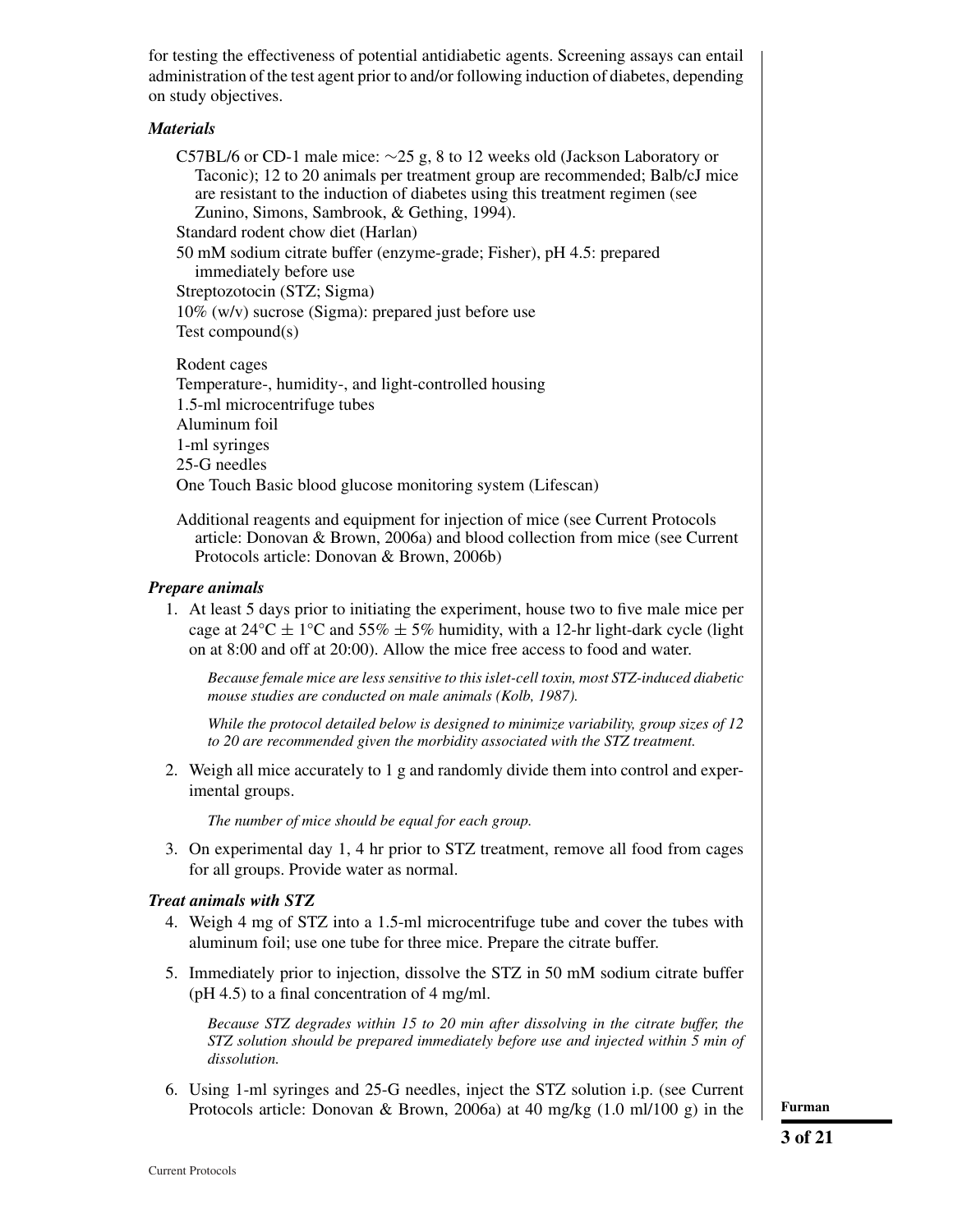for testing the effectiveness of potential antidiabetic agents. Screening assays can entail administration of the test agent prior to and/or following induction of diabetes, depending on study objectives.

***Materials***

C57BL/6 or CD-1 male mice: ~25 g, 8 to 12 weeks old (Jackson Laboratory or Taconic); 12 to 20 animals per treatment group are recommended; Balb/cJ mice are resistant to the induction of diabetes using this treatment regimen (see Zunino, Simons, Sambrook, & Gething, 1994).
Standard rodent chow diet (Harlan)
50 mM sodium citrate buffer (enzyme-grade; Fisher), pH 4.5: prepared immediately before use
Streptozotocin (STZ; Sigma)
10% (w/v) sucrose (Sigma): prepared just before use
Test compound(s)

Rodent cages
Temperature-, humidity-, and light-controlled housing
1.5-ml microcentrifuge tubes
Aluminum foil
1-ml syringes
25-G needles
One Touch Basic blood glucose monitoring system (Lifescan)

Additional reagents and equipment for injection of mice (see Current Protocols article: Donovan & Brown, 2006a) and blood collection from mice (see Current Protocols article: Donovan & Brown, 2006b)

***Prepare animals***

1. At least 5 days prior to initiating the experiment, house two to five male mice per cage at 24°C ± 1°C and 55% ± 5% humidity, with a 12-hr light-dark cycle (light on at 8:00 and off at 20:00). Allow the mice free access to food and water.

   *Because female mice are less sensitive to this islet-cell toxin, most STZ-induced diabetic mouse studies are conducted on male animals (Kolb, 1987).*

   *While the protocol detailed below is designed to minimize variability, group sizes of 12 to 20 are recommended given the morbidity associated with the STZ treatment.*

2. Weigh all mice accurately to 1 g and randomly divide them into control and experimental groups.

   *The number of mice should be equal for each group.*

3. On experimental day 1, 4 hr prior to STZ treatment, remove all food from cages for all groups. Provide water as normal.

***Treat animals with STZ***

4. Weigh 4 mg of STZ into a 1.5-ml microcentrifuge tube and cover the tubes with aluminum foil; use one tube for three mice. Prepare the citrate buffer.

5. Immediately prior to injection, dissolve the STZ in 50 mM sodium citrate buffer (pH 4.5) to a final concentration of 4 mg/ml.

   *Because STZ degrades within 15 to 20 min after dissolving in the citrate buffer, the STZ solution should be prepared immediately before use and injected within 5 min of dissolution.*

6. Using 1-ml syringes and 25-G needles, inject the STZ solution i.p. (see Current Protocols article: Donovan & Brown, 2006a) at 40 mg/kg (1.0 ml/100 g) in the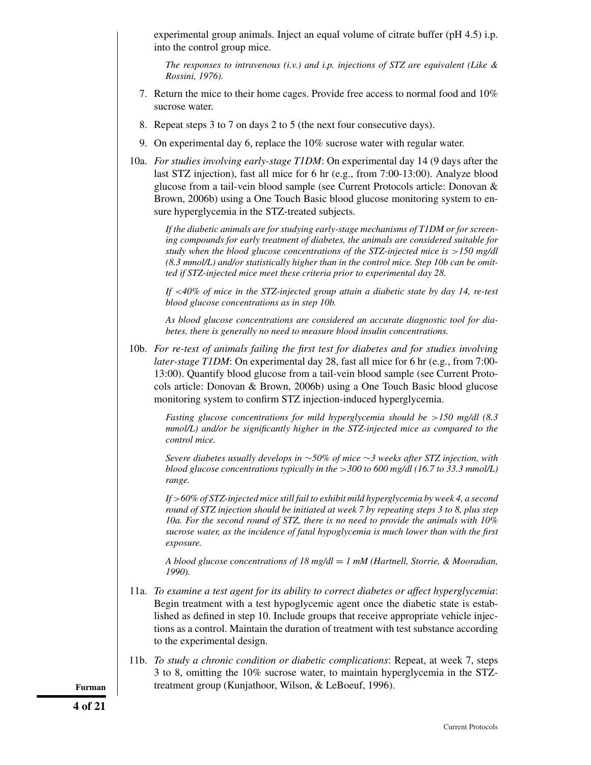experimental group animals. Inject an equal volume of citrate buffer (pH 4.5) i.p. into the control group mice.

*The responses to intravenous (i.v.) and i.p. injections of STZ are equivalent (Like & Rossini, 1976).*

7. Return the mice to their home cages. Provide free access to normal food and 10% sucrose water.

8. Repeat steps 3 to 7 on days 2 to 5 (the next four consecutive days).

9. On experimental day 6, replace the 10% sucrose water with regular water.

10a. *For studies involving early-stage T1DM*: On experimental day 14 (9 days after the last STZ injection), fast all mice for 6 hr (e.g., from 7:00-13:00). Analyze blood glucose from a tail-vein blood sample (see Current Protocols article: Donovan & Brown, 2006b) using a One Touch Basic blood glucose monitoring system to ensure hyperglycemia in the STZ-treated subjects.

*If the diabetic animals are for studying early-stage mechanisms of T1DM or for screening compounds for early treatment of diabetes, the animals are considered suitable for study when the blood glucose concentrations of the STZ-injected mice is >150 mg/dl (8.3 mmol/L) and/or statistically higher than in the control mice. Step 10b can be omitted if STZ-injected mice meet these criteria prior to experimental day 28.*

*If <40% of mice in the STZ-injected group attain a diabetic state by day 14, re-test blood glucose concentrations as in step 10b.*

*As blood glucose concentrations are considered an accurate diagnostic tool for diabetes, there is generally no need to measure blood insulin concentrations.*

10b. *For re-test of animals failing the first test for diabetes and for studies involving later-stage T1DM*: On experimental day 28, fast all mice for 6 hr (e.g., from 7:00-13:00). Quantify blood glucose from a tail-vein blood sample (see Current Protocols article: Donovan & Brown, 2006b) using a One Touch Basic blood glucose monitoring system to confirm STZ injection-induced hyperglycemia.

*Fasting glucose concentrations for mild hyperglycemia should be >150 mg/dl (8.3 mmol/L) and/or be significantly higher in the STZ-injected mice as compared to the control mice.*

*Severe diabetes usually develops in ~50% of mice ~3 weeks after STZ injection, with blood glucose concentrations typically in the >300 to 600 mg/dl (16.7 to 33.3 mmol/L) range.*

*If >60% of STZ-injected mice still fail to exhibit mild hyperglycemia by week 4, a second round of STZ injection should be initiated at week 7 by repeating steps 3 to 8, plus step 10a. For the second round of STZ, there is no need to provide the animals with 10% sucrose water, as the incidence of fatal hypoglycemia is much lower than with the first exposure.*

*A blood glucose concentrations of 18 mg/dl = 1 mM (Hartnell, Storrie, & Mooradian, 1990).*

11a. *To examine a test agent for its ability to correct diabetes or affect hyperglycemia*: Begin treatment with a test hypoglycemic agent once the diabetic state is established as defined in step 10. Include groups that receive appropriate vehicle injections as a control. Maintain the duration of treatment with test substance according to the experimental design.

11b. *To study a chronic condition or diabetic complications*: Repeat, at week 7, steps 3 to 8, omitting the 10% sucrose water, to maintain hyperglycemia in the STZ-treatment group (Kunjathoor, Wilson, & LeBoeuf, 1996).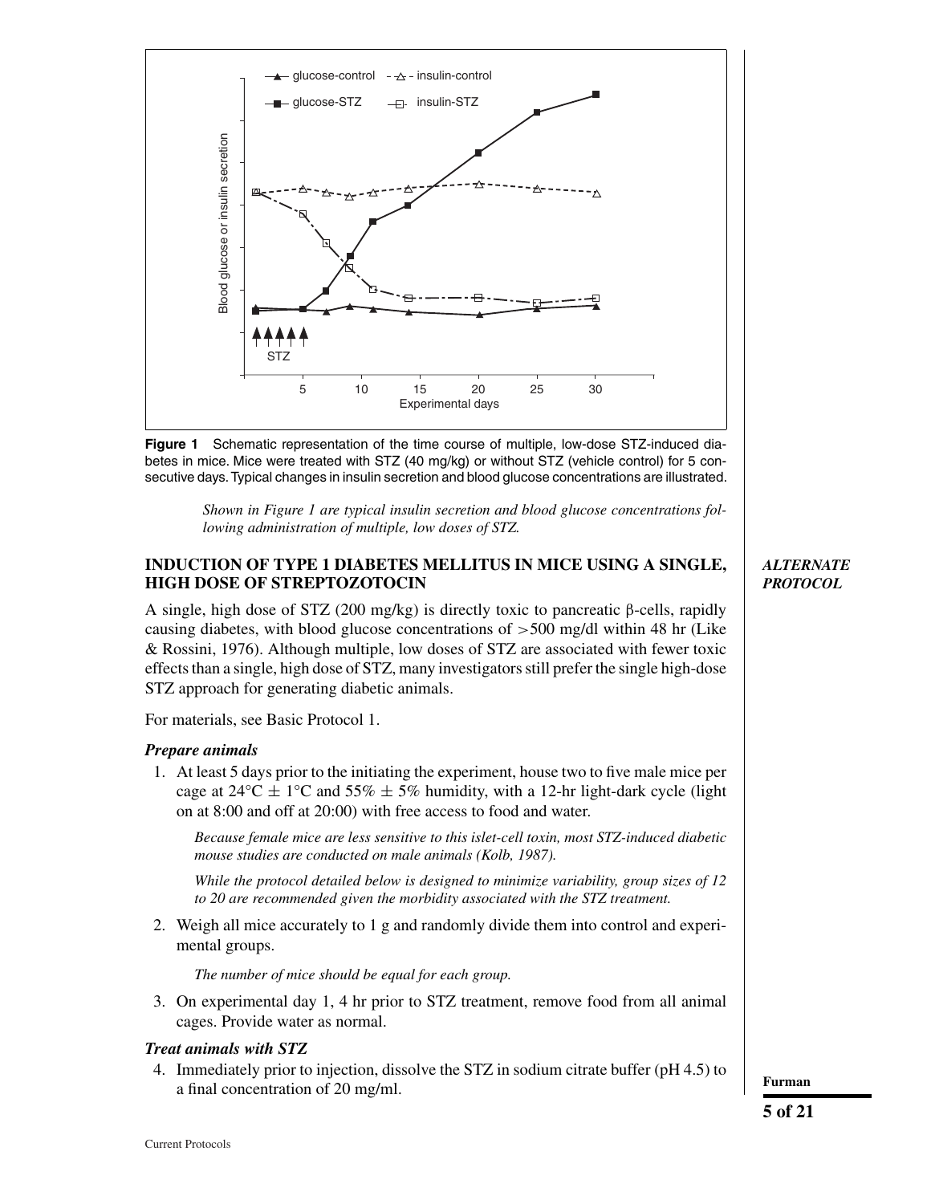Figure 1 Schematic representation of the time course of multiple, low-dose STZ-induced diabetes in mice. Mice were treated with STZ (40 mg/kg) or without STZ (vehicle control) for 5 consecutive days. Typical changes in insulin secretion and blood glucose concentrations are illustrated.

*Shown in Figure 1 are typical insulin secretion and blood glucose concentrations following administration of multiple, low doses of STZ.*

## INDUCTION OF TYPE 1 DIABETES MELLITUS IN MICE USING A SINGLE, HIGH DOSE OF STREPTOZOTOCIN

***ALTERNATE PROTOCOL***

A single, high dose of STZ (200 mg/kg) is directly toxic to pancreatic β-cells, rapidly causing diabetes, with blood glucose concentrations of >500 mg/dl within 48 hr (Like & Rossini, 1976). Although multiple, low doses of STZ are associated with fewer toxic effects than a single, high dose of STZ, many investigators still prefer the single high-dose STZ approach for generating diabetic animals.

For materials, see Basic Protocol 1.

### *Prepare animals*

1. At least 5 days prior to the initiating the experiment, house two to five male mice per cage at 24°C ± 1°C and 55% ± 5% humidity, with a 12-hr light-dark cycle (light on at 8:00 and off at 20:00) with free access to food and water.

   *Because female mice are less sensitive to this islet-cell toxin, most STZ-induced diabetic mouse studies are conducted on male animals (Kolb, 1987).*

   *While the protocol detailed below is designed to minimize variability, group sizes of 12 to 20 are recommended given the morbidity associated with the STZ treatment.*

2. Weigh all mice accurately to 1 g and randomly divide them into control and experimental groups.

   *The number of mice should be equal for each group.*

3. On experimental day 1, 4 hr prior to STZ treatment, remove food from all animal cages. Provide water as normal.

### *Treat animals with STZ*

4. Immediately prior to injection, dissolve the STZ in sodium citrate buffer (pH 4.5) to a final concentration of 20 mg/ml.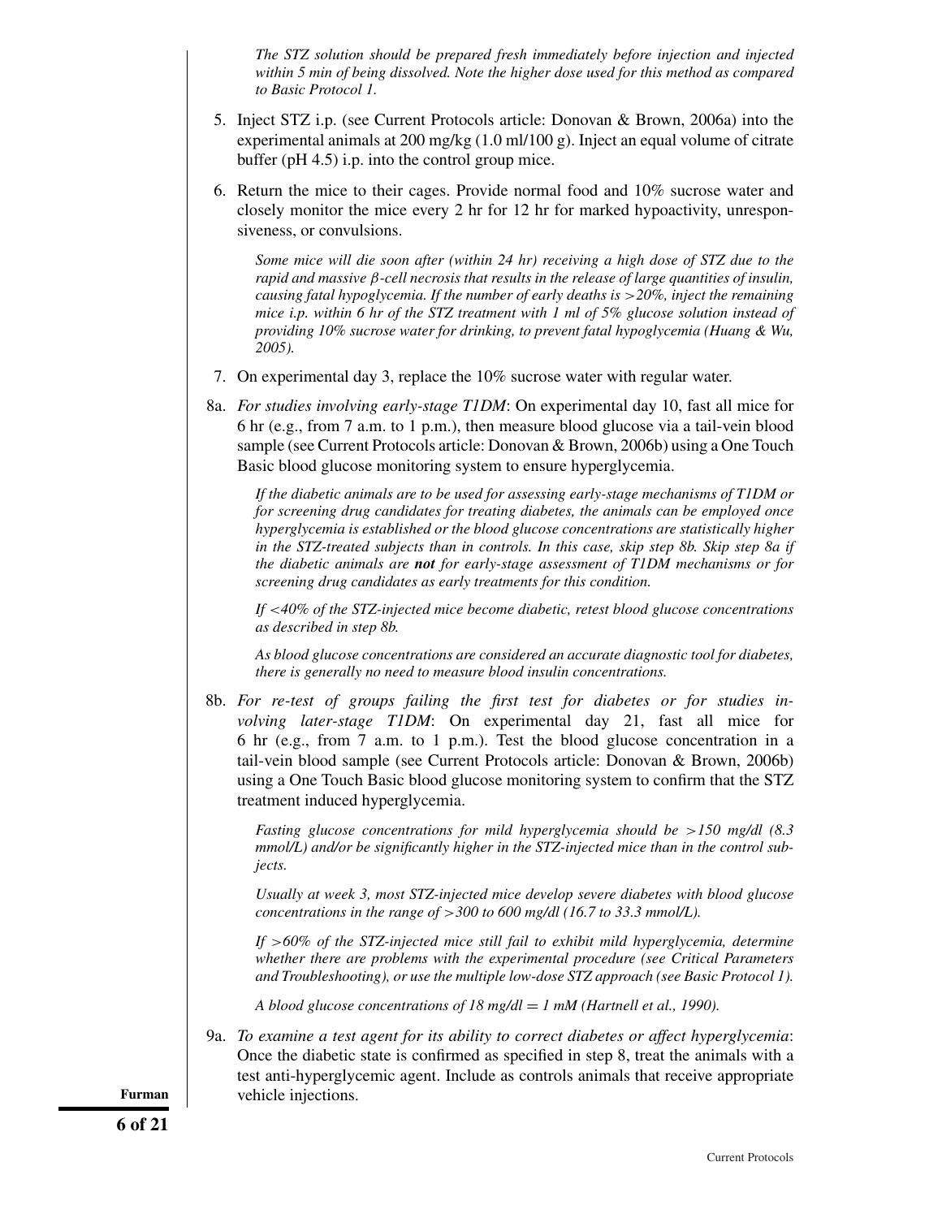*The STZ solution should be prepared fresh immediately before injection and injected within 5 min of being dissolved. Note the higher dose used for this method as compared to Basic Protocol 1.*

5. Inject STZ i.p. (see Current Protocols article: Donovan & Brown, 2006a) into the experimental animals at 200 mg/kg (1.0 ml/100 g). Inject an equal volume of citrate buffer (pH 4.5) i.p. into the control group mice.

6. Return the mice to their cages. Provide normal food and 10% sucrose water and closely monitor the mice every 2 hr for 12 hr for marked hypoactivity, unresponsiveness, or convulsions.

   *Some mice will die soon after (within 24 hr) receiving a high dose of STZ due to the rapid and massive β-cell necrosis that results in the release of large quantities of insulin, causing fatal hypoglycemia. If the number of early deaths is >20%, inject the remaining mice i.p. within 6 hr of the STZ treatment with 1 ml of 5% glucose solution instead of providing 10% sucrose water for drinking, to prevent fatal hypoglycemia (Huang & Wu, 2005).*

7. On experimental day 3, replace the 10% sucrose water with regular water.

8a. *For studies involving early-stage T1DM*: On experimental day 10, fast all mice for 6 hr (e.g., from 7 a.m. to 1 p.m.), then measure blood glucose via a tail-vein blood sample (see Current Protocols article: Donovan & Brown, 2006b) using a One Touch Basic blood glucose monitoring system to ensure hyperglycemia.

   *If the diabetic animals are to be used for assessing early-stage mechanisms of T1DM or for screening drug candidates for treating diabetes, the animals can be employed once hyperglycemia is established or the blood glucose concentrations are statistically higher in the STZ-treated subjects than in controls. In this case, skip step 8b. Skip step 8a if the diabetic animals are **not** for early-stage assessment of T1DM mechanisms or for screening drug candidates as early treatments for this condition.*

   *If <40% of the STZ-injected mice become diabetic, retest blood glucose concentrations as described in step 8b.*

   *As blood glucose concentrations are considered an accurate diagnostic tool for diabetes, there is generally no need to measure blood insulin concentrations.*

8b. *For re-test of groups failing the first test for diabetes or for studies involving later-stage T1DM*: On experimental day 21, fast all mice for 6 hr (e.g., from 7 a.m. to 1 p.m.). Test the blood glucose concentration in a tail-vein blood sample (see Current Protocols article: Donovan & Brown, 2006b) using a One Touch Basic blood glucose monitoring system to confirm that the STZ treatment induced hyperglycemia.

   *Fasting glucose concentrations for mild hyperglycemia should be >150 mg/dl (8.3 mmol/L) and/or be significantly higher in the STZ-injected mice than in the control subjects.*

   *Usually at week 3, most STZ-injected mice develop severe diabetes with blood glucose concentrations in the range of >300 to 600 mg/dl (16.7 to 33.3 mmol/L).*

   *If >60% of the STZ-injected mice still fail to exhibit mild hyperglycemia, determine whether there are problems with the experimental procedure (see Critical Parameters and Troubleshooting), or use the multiple low-dose STZ approach (see Basic Protocol 1).*

   *A blood glucose concentrations of 18 mg/dl = 1 mM (Hartnell et al., 1990).*

9a. *To examine a test agent for its ability to correct diabetes or affect hyperglycemia*: Once the diabetic state is confirmed as specified in step 8, treat the animals with a test anti-hyperglycemic agent. Include as controls animals that receive appropriate vehicle injections.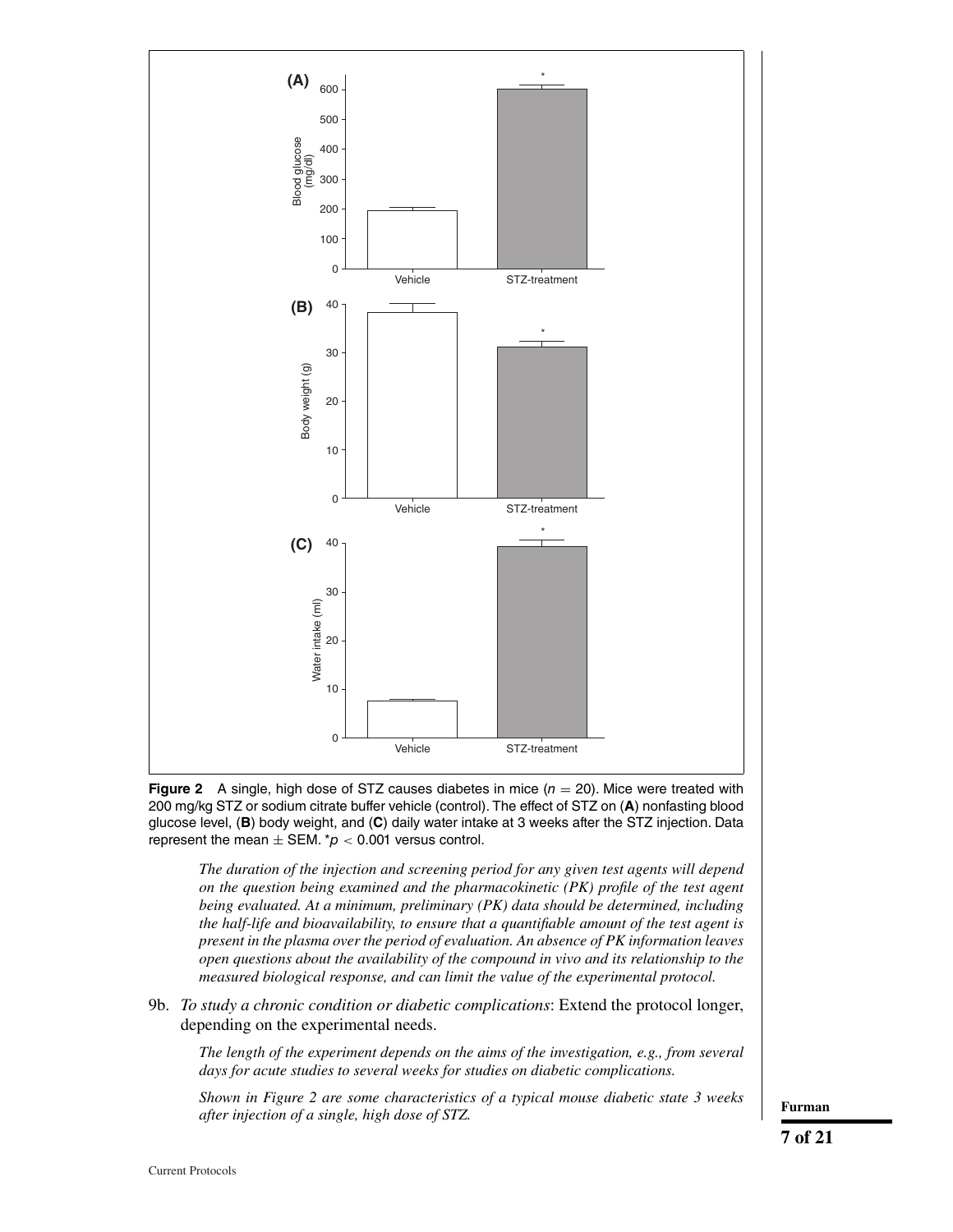**Figure 2** A single, high dose of STZ causes diabetes in mice ($n = 20$). Mice were treated with 200 mg/kg STZ or sodium citrate buffer vehicle (control). The effect of STZ on (**A**) nonfasting blood glucose level, (**B**) body weight, and (**C**) daily water intake at 3 weeks after the STZ injection. Data represent the mean ± SEM. *$p < 0.001$ versus control.

*The duration of the injection and screening period for any given test agents will depend on the question being examined and the pharmacokinetic (PK) profile of the test agent being evaluated. At a minimum, preliminary (PK) data should be determined, including the half-life and bioavailability, to ensure that a quantifiable amount of the test agent is present in the plasma over the period of evaluation. An absence of PK information leaves open questions about the availability of the compound in vivo and its relationship to the measured biological response, and can limit the value of the experimental protocol.*

9b. *To study a chronic condition or diabetic complications*: Extend the protocol longer, depending on the experimental needs.

*The length of the experiment depends on the aims of the investigation, e.g., from several days for acute studies to several weeks for studies on diabetic complications.*

*Shown in Figure 2 are some characteristics of a typical mouse diabetic state 3 weeks after injection of a single, high dose of STZ.*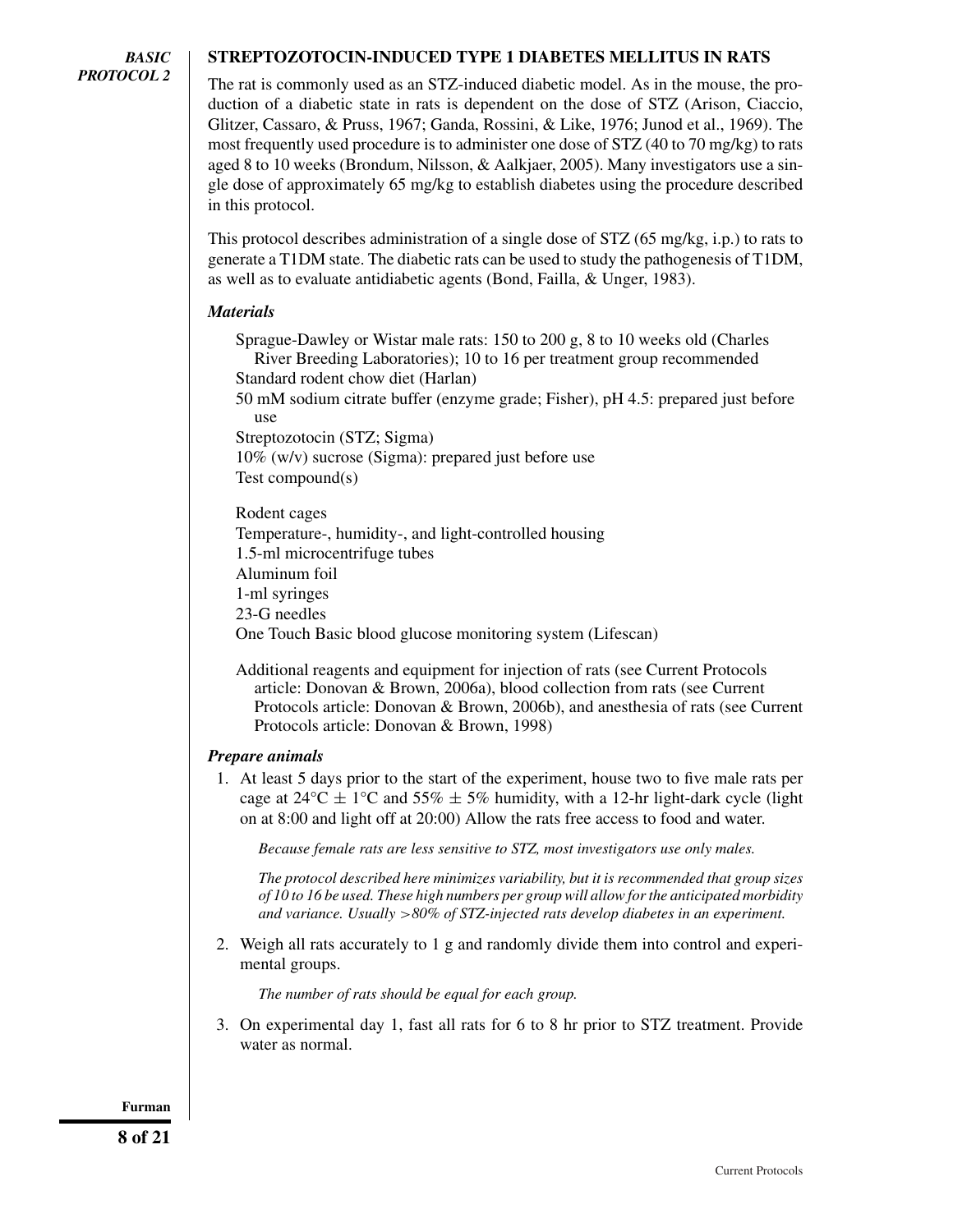*BASIC PROTOCOL 2*

## STREPTOZOTOCIN-INDUCED TYPE 1 DIABETES MELLITUS IN RATS

The rat is commonly used as an STZ-induced diabetic model. As in the mouse, the production of a diabetic state in rats is dependent on the dose of STZ (Arison, Ciaccio, Glitzer, Cassaro, & Pruss, 1967; Ganda, Rossini, & Like, 1976; Junod et al., 1969). The most frequently used procedure is to administer one dose of STZ (40 to 70 mg/kg) to rats aged 8 to 10 weeks (Brondum, Nilsson, & Aalkjaer, 2005). Many investigators use a single dose of approximately 65 mg/kg to establish diabetes using the procedure described in this protocol.

This protocol describes administration of a single dose of STZ (65 mg/kg, i.p.) to rats to generate a T1DM state. The diabetic rats can be used to study the pathogenesis of T1DM, as well as to evaluate antidiabetic agents (Bond, Failla, & Unger, 1983).

### *Materials*

Sprague-Dawley or Wistar male rats: 150 to 200 g, 8 to 10 weeks old (Charles River Breeding Laboratories); 10 to 16 per treatment group recommended
Standard rodent chow diet (Harlan)
50 mM sodium citrate buffer (enzyme grade; Fisher), pH 4.5: prepared just before use
Streptozotocin (STZ; Sigma)
10% (w/v) sucrose (Sigma): prepared just before use
Test compound(s)

Rodent cages
Temperature-, humidity-, and light-controlled housing
1.5-ml microcentrifuge tubes
Aluminum foil
1-ml syringes
23-G needles
One Touch Basic blood glucose monitoring system (Lifescan)

Additional reagents and equipment for injection of rats (see Current Protocols article: Donovan & Brown, 2006a), blood collection from rats (see Current Protocols article: Donovan & Brown, 2006b), and anesthesia of rats (see Current Protocols article: Donovan & Brown, 1998)

### *Prepare animals*

1. At least 5 days prior to the start of the experiment, house two to five male rats per cage at 24°C ± 1°C and 55% ± 5% humidity, with a 12-hr light-dark cycle (light on at 8:00 and light off at 20:00) Allow the rats free access to food and water.

   *Because female rats are less sensitive to STZ, most investigators use only males.*

   *The protocol described here minimizes variability, but it is recommended that group sizes of 10 to 16 be used. These high numbers per group will allow for the anticipated morbidity and variance. Usually >80% of STZ-injected rats develop diabetes in an experiment.*

2. Weigh all rats accurately to 1 g and randomly divide them into control and experimental groups.

   *The number of rats should be equal for each group.*

3. On experimental day 1, fast all rats for 6 to 8 hr prior to STZ treatment. Provide water as normal.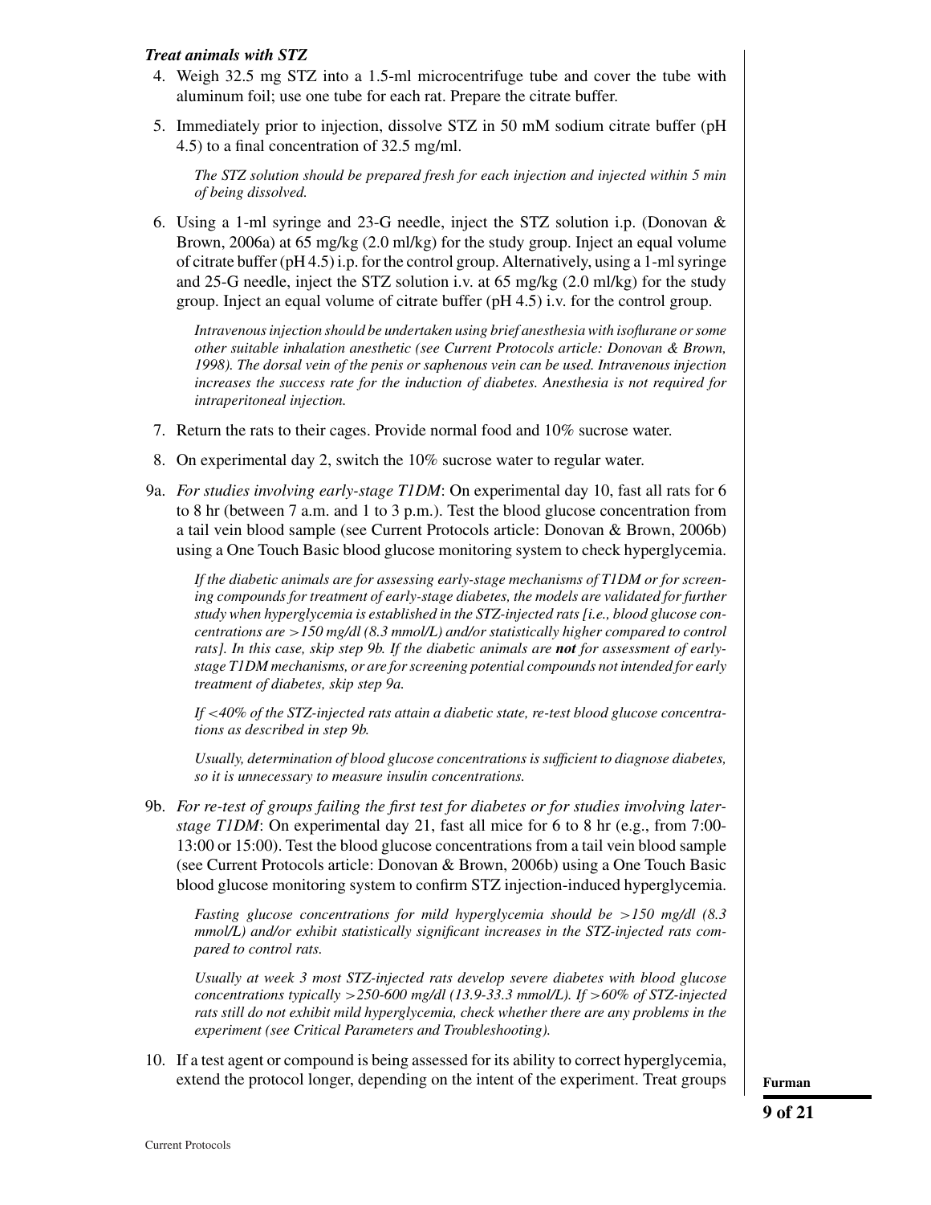***Treat animals with STZ***

4. Weigh 32.5 mg STZ into a 1.5-ml microcentrifuge tube and cover the tube with aluminum foil; use one tube for each rat. Prepare the citrate buffer.

5. Immediately prior to injection, dissolve STZ in 50 mM sodium citrate buffer (pH 4.5) to a final concentration of 32.5 mg/ml.

   *The STZ solution should be prepared fresh for each injection and injected within 5 min of being dissolved.*

6. Using a 1-ml syringe and 23-G needle, inject the STZ solution i.p. (Donovan & Brown, 2006a) at 65 mg/kg (2.0 ml/kg) for the study group. Inject an equal volume of citrate buffer (pH 4.5) i.p. for the control group. Alternatively, using a 1-ml syringe and 25-G needle, inject the STZ solution i.v. at 65 mg/kg (2.0 ml/kg) for the study group. Inject an equal volume of citrate buffer (pH 4.5) i.v. for the control group.

   *Intravenous injection should be undertaken using brief anesthesia with isoflurane or some other suitable inhalation anesthetic (see Current Protocols article: Donovan & Brown, 1998). The dorsal vein of the penis or saphenous vein can be used. Intravenous injection increases the success rate for the induction of diabetes. Anesthesia is not required for intraperitoneal injection.*

7. Return the rats to their cages. Provide normal food and 10% sucrose water.

8. On experimental day 2, switch the 10% sucrose water to regular water.

9a. *For studies involving early-stage T1DM*: On experimental day 10, fast all rats for 6 to 8 hr (between 7 a.m. and 1 to 3 p.m.). Test the blood glucose concentration from a tail vein blood sample (see Current Protocols article: Donovan & Brown, 2006b) using a One Touch Basic blood glucose monitoring system to check hyperglycemia.

   *If the diabetic animals are for assessing early-stage mechanisms of T1DM or for screening compounds for treatment of early-stage diabetes, the models are validated for further study when hyperglycemia is established in the STZ-injected rats [i.e., blood glucose concentrations are >150 mg/dl (8.3 mmol/L) and/or statistically higher compared to control rats]. In this case, skip step 9b. If the diabetic animals are* ***not*** *for assessment of early-stage T1DM mechanisms, or are for screening potential compounds not intended for early treatment of diabetes, skip step 9a.*

   *If <40% of the STZ-injected rats attain a diabetic state, re-test blood glucose concentrations as described in step 9b.*

   *Usually, determination of blood glucose concentrations is sufficient to diagnose diabetes, so it is unnecessary to measure insulin concentrations.*

9b. *For re-test of groups failing the first test for diabetes or for studies involving later-stage T1DM*: On experimental day 21, fast all mice for 6 to 8 hr (e.g., from 7:00-13:00 or 15:00). Test the blood glucose concentrations from a tail vein blood sample (see Current Protocols article: Donovan & Brown, 2006b) using a One Touch Basic blood glucose monitoring system to confirm STZ injection-induced hyperglycemia.

   *Fasting glucose concentrations for mild hyperglycemia should be >150 mg/dl (8.3 mmol/L) and/or exhibit statistically significant increases in the STZ-injected rats compared to control rats.*

   *Usually at week 3 most STZ-injected rats develop severe diabetes with blood glucose concentrations typically >250-600 mg/dl (13.9-33.3 mmol/L). If >60% of STZ-injected rats still do not exhibit mild hyperglycemia, check whether there are any problems in the experiment (see Critical Parameters and Troubleshooting).*

10. If a test agent or compound is being assessed for its ability to correct hyperglycemia, extend the protocol longer, depending on the intent of the experiment. Treat groups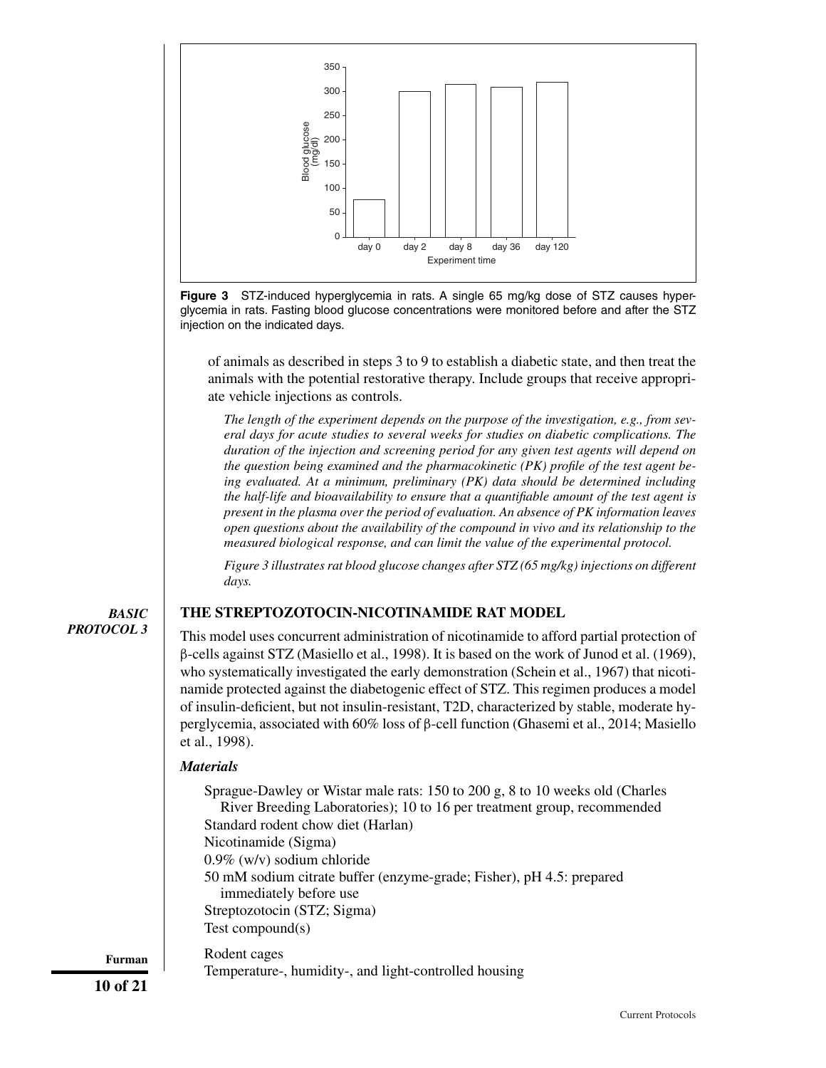**Figure 3** STZ-induced hyperglycemia in rats. A single 65 mg/kg dose of STZ causes hyperglycemia in rats. Fasting blood glucose concentrations were monitored before and after the STZ injection on the indicated days.

of animals as described in steps 3 to 9 to establish a diabetic state, and then treat the animals with the potential restorative therapy. Include groups that receive appropriate vehicle injections as controls.

*The length of the experiment depends on the purpose of the investigation, e.g., from several days for acute studies to several weeks for studies on diabetic complications. The duration of the injection and screening period for any given test agents will depend on the question being examined and the pharmacokinetic (PK) profile of the test agent being evaluated. At a minimum, preliminary (PK) data should be determined including the half-life and bioavailability to ensure that a quantifiable amount of the test agent is present in the plasma over the period of evaluation. An absence of PK information leaves open questions about the availability of the compound in vivo and its relationship to the measured biological response, and can limit the value of the experimental protocol.*

*Figure 3 illustrates rat blood glucose changes after STZ (65 mg/kg) injections on different days.*

## BASIC PROTOCOL 3

## THE STREPTOZOTOCIN-NICOTINAMIDE RAT MODEL

This model uses concurrent administration of nicotinamide to afford partial protection of β-cells against STZ (Masiello et al., 1998). It is based on the work of Junod et al. (1969), who systematically investigated the early demonstration (Schein et al., 1967) that nicotinamide protected against the diabetogenic effect of STZ. This regimen produces a model of insulin-deficient, but not insulin-resistant, T2D, characterized by stable, moderate hyperglycemia, associated with 60% loss of β-cell function (Ghasemi et al., 2014; Masiello et al., 1998).

### *Materials*

Sprague-Dawley or Wistar male rats: 150 to 200 g, 8 to 10 weeks old (Charles River Breeding Laboratories); 10 to 16 per treatment group, recommended
Standard rodent chow diet (Harlan)
Nicotinamide (Sigma)
0.9% (w/v) sodium chloride
50 mM sodium citrate buffer (enzyme-grade; Fisher), pH 4.5: prepared immediately before use
Streptozotocin (STZ; Sigma)
Test compound(s)

Rodent cages
Temperature-, humidity-, and light-controlled housing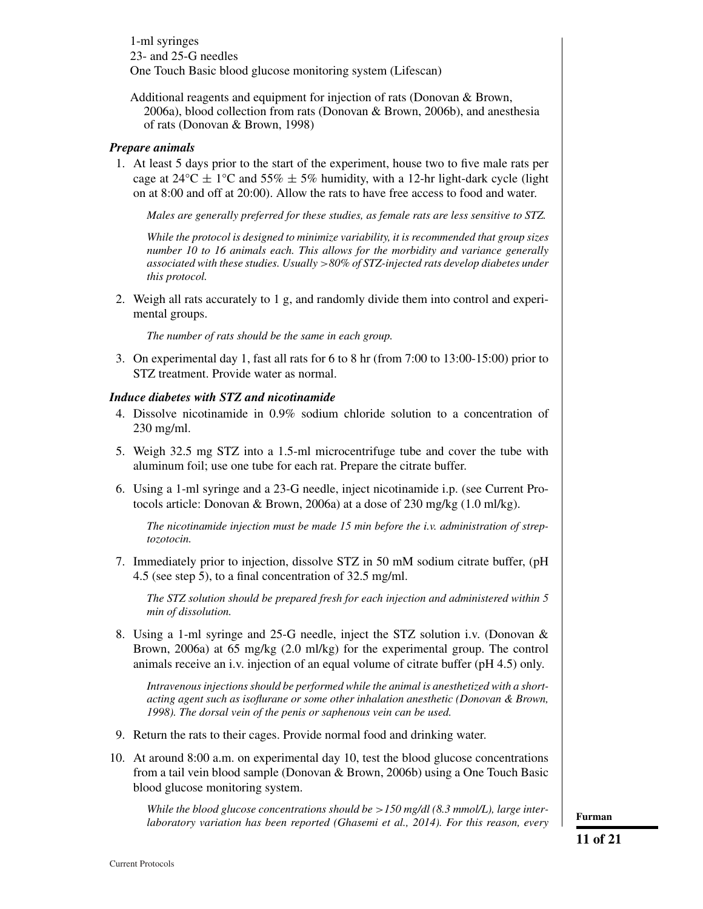1-ml syringes
23- and 25-G needles
One Touch Basic blood glucose monitoring system (Lifescan)

Additional reagents and equipment for injection of rats (Donovan & Brown, 2006a), blood collection from rats (Donovan & Brown, 2006b), and anesthesia of rats (Donovan & Brown, 1998)

### *Prepare animals*

1. At least 5 days prior to the start of the experiment, house two to five male rats per cage at 24°C ± 1°C and 55% ± 5% humidity, with a 12-hr light-dark cycle (light on at 8:00 and off at 20:00). Allow the rats to have free access to food and water.

   *Males are generally preferred for these studies, as female rats are less sensitive to STZ.*

   *While the protocol is designed to minimize variability, it is recommended that group sizes number 10 to 16 animals each. This allows for the morbidity and variance generally associated with these studies. Usually >80% of STZ-injected rats develop diabetes under this protocol.*

2. Weigh all rats accurately to 1 g, and randomly divide them into control and experimental groups.

   *The number of rats should be the same in each group.*

3. On experimental day 1, fast all rats for 6 to 8 hr (from 7:00 to 13:00-15:00) prior to STZ treatment. Provide water as normal.

### *Induce diabetes with STZ and nicotinamide*

4. Dissolve nicotinamide in 0.9% sodium chloride solution to a concentration of 230 mg/ml.

5. Weigh 32.5 mg STZ into a 1.5-ml microcentrifuge tube and cover the tube with aluminum foil; use one tube for each rat. Prepare the citrate buffer.

6. Using a 1-ml syringe and a 23-G needle, inject nicotinamide i.p. (see Current Protocols article: Donovan & Brown, 2006a) at a dose of 230 mg/kg (1.0 ml/kg).

   *The nicotinamide injection must be made 15 min before the i.v. administration of streptozotocin.*

7. Immediately prior to injection, dissolve STZ in 50 mM sodium citrate buffer, (pH 4.5 (see step 5), to a final concentration of 32.5 mg/ml.

   *The STZ solution should be prepared fresh for each injection and administered within 5 min of dissolution.*

8. Using a 1-ml syringe and 25-G needle, inject the STZ solution i.v. (Donovan & Brown, 2006a) at 65 mg/kg (2.0 ml/kg) for the experimental group. The control animals receive an i.v. injection of an equal volume of citrate buffer (pH 4.5) only.

   *Intravenous injections should be performed while the animal is anesthetized with a short-acting agent such as isoflurane or some other inhalation anesthetic (Donovan & Brown, 1998). The dorsal vein of the penis or saphenous vein can be used.*

9. Return the rats to their cages. Provide normal food and drinking water.

10. At around 8:00 a.m. on experimental day 10, test the blood glucose concentrations from a tail vein blood sample (Donovan & Brown, 2006b) using a One Touch Basic blood glucose monitoring system.

    *While the blood glucose concentrations should be >150 mg/dl (8.3 mmol/L), large inter-laboratory variation has been reported (Ghasemi et al., 2014). For this reason, every*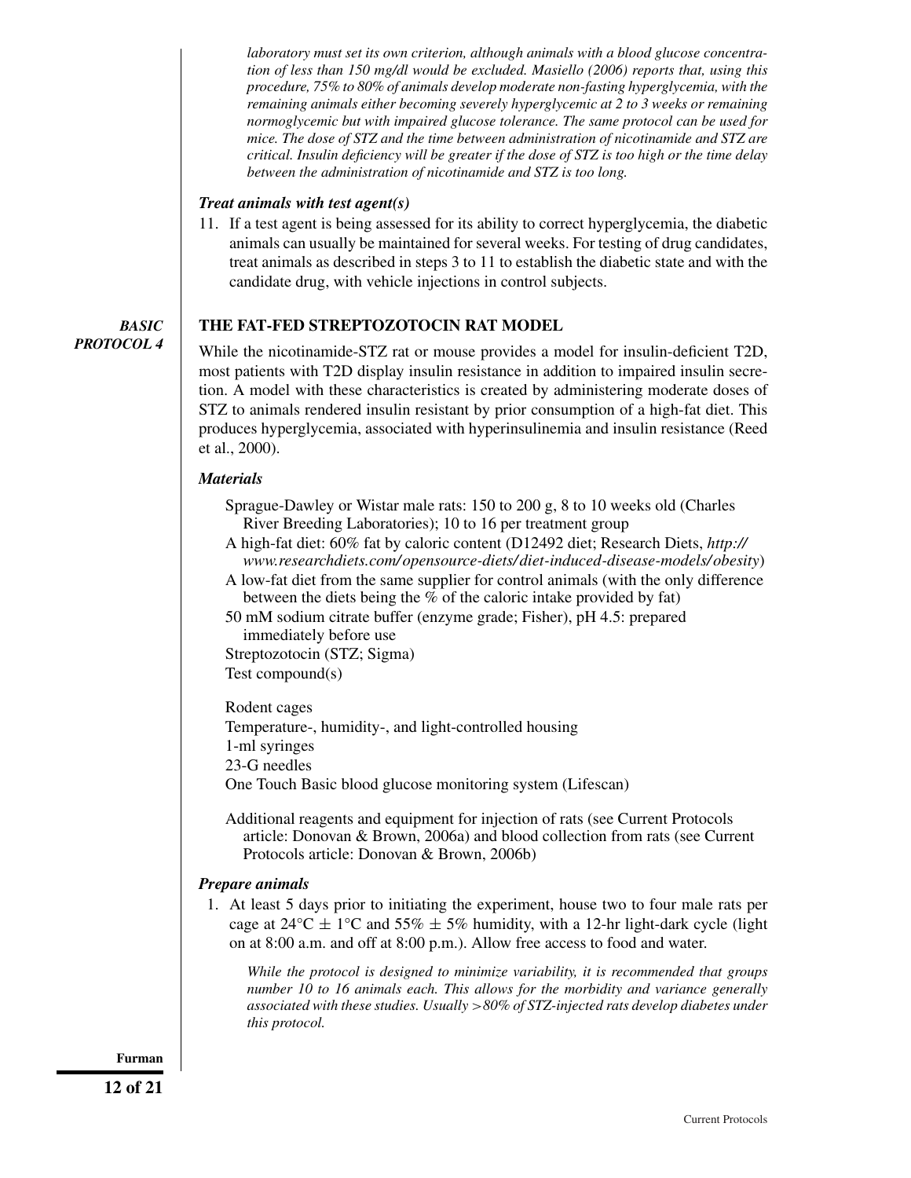*laboratory must set its own criterion, although animals with a blood glucose concentration of less than 150 mg/dl would be excluded. Masiello (2006) reports that, using this procedure, 75% to 80% of animals develop moderate non-fasting hyperglycemia, with the remaining animals either becoming severely hyperglycemic at 2 to 3 weeks or remaining normoglycemic but with impaired glucose tolerance. The same protocol can be used for mice. The dose of STZ and the time between administration of nicotinamide and STZ are critical. Insulin deficiency will be greater if the dose of STZ is too high or the time delay between the administration of nicotinamide and STZ is too long.*

### *Treat animals with test agent(s)*

11. If a test agent is being assessed for its ability to correct hyperglycemia, the diabetic animals can usually be maintained for several weeks. For testing of drug candidates, treat animals as described in steps 3 to 11 to establish the diabetic state and with the candidate drug, with vehicle injections in control subjects.

## *BASIC PROTOCOL 4*

## THE FAT-FED STREPTOZOTOCIN RAT MODEL

While the nicotinamide-STZ rat or mouse provides a model for insulin-deficient T2D, most patients with T2D display insulin resistance in addition to impaired insulin secretion. A model with these characteristics is created by administering moderate doses of STZ to animals rendered insulin resistant by prior consumption of a high-fat diet. This produces hyperglycemia, associated with hyperinsulinemia and insulin resistance (Reed et al., 2000).

### *Materials*

Sprague-Dawley or Wistar male rats: 150 to 200 g, 8 to 10 weeks old (Charles River Breeding Laboratories); 10 to 16 per treatment group
A high-fat diet: 60% fat by caloric content (D12492 diet; Research Diets, *http://www.researchdiets.com/opensource-diets/diet-induced-disease-models/obesity*)
A low-fat diet from the same supplier for control animals (with the only difference between the diets being the % of the caloric intake provided by fat)
50 mM sodium citrate buffer (enzyme grade; Fisher), pH 4.5: prepared immediately before use
Streptozotocin (STZ; Sigma)
Test compound(s)

Rodent cages
Temperature-, humidity-, and light-controlled housing
1-ml syringes
23-G needles
One Touch Basic blood glucose monitoring system (Lifescan)

Additional reagents and equipment for injection of rats (see Current Protocols article: Donovan & Brown, 2006a) and blood collection from rats (see Current Protocols article: Donovan & Brown, 2006b)

### *Prepare animals*

1. At least 5 days prior to initiating the experiment, house two to four male rats per cage at 24°C ± 1°C and 55% ± 5% humidity, with a 12-hr light-dark cycle (light on at 8:00 a.m. and off at 8:00 p.m.). Allow free access to food and water.

   *While the protocol is designed to minimize variability, it is recommended that groups number 10 to 16 animals each. This allows for the morbidity and variance generally associated with these studies. Usually >80% of STZ-injected rats develop diabetes under this protocol.*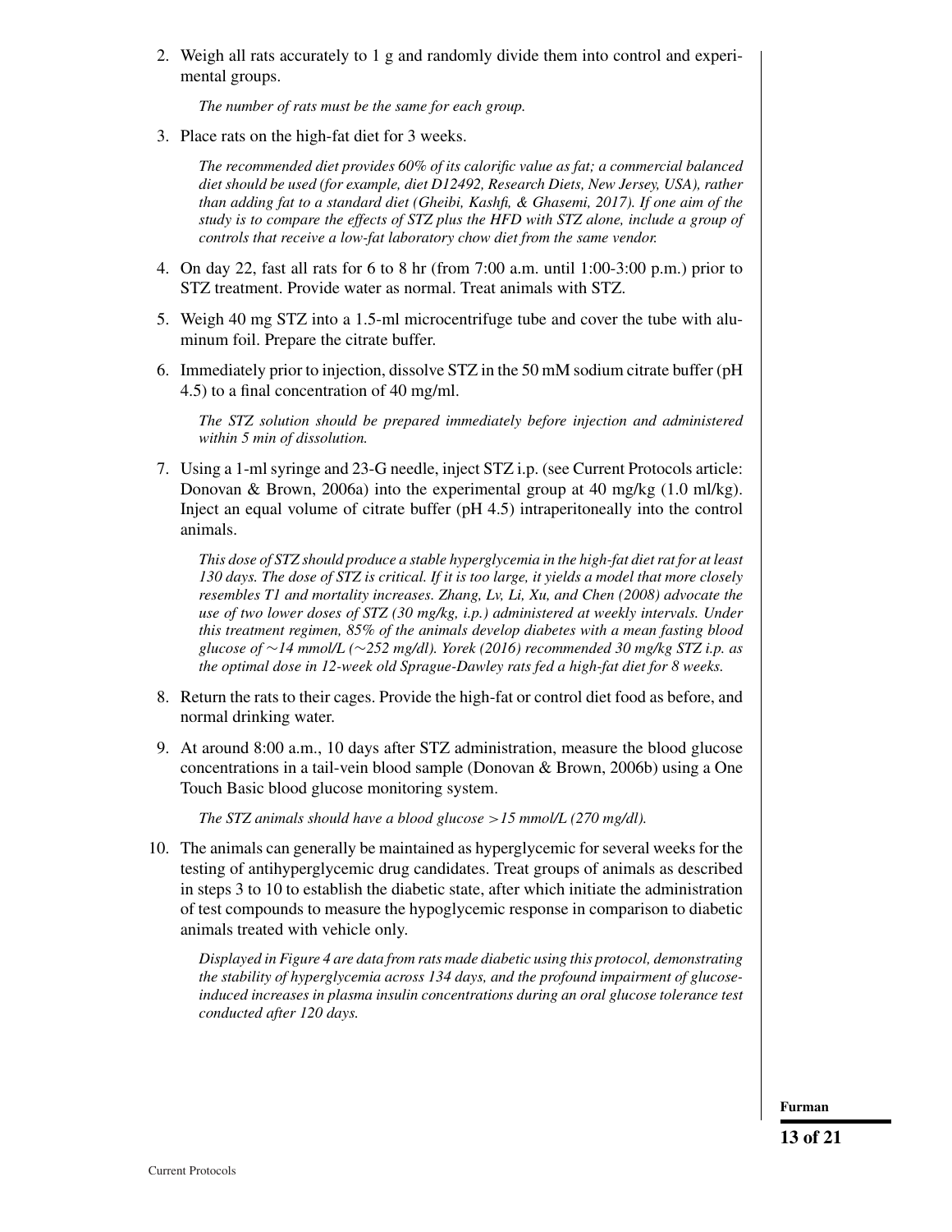2. Weigh all rats accurately to 1 g and randomly divide them into control and experimental groups.

    *The number of rats must be the same for each group.*

3. Place rats on the high-fat diet for 3 weeks.

    *The recommended diet provides 60% of its calorific value as fat; a commercial balanced diet should be used (for example, diet D12492, Research Diets, New Jersey, USA), rather than adding fat to a standard diet (Gheibi, Kashfi, & Ghasemi, 2017). If one aim of the study is to compare the effects of STZ plus the HFD with STZ alone, include a group of controls that receive a low-fat laboratory chow diet from the same vendor.*

4. On day 22, fast all rats for 6 to 8 hr (from 7:00 a.m. until 1:00-3:00 p.m.) prior to STZ treatment. Provide water as normal. Treat animals with STZ.

5. Weigh 40 mg STZ into a 1.5-ml microcentrifuge tube and cover the tube with aluminum foil. Prepare the citrate buffer.

6. Immediately prior to injection, dissolve STZ in the 50 mM sodium citrate buffer (pH 4.5) to a final concentration of 40 mg/ml.

    *The STZ solution should be prepared immediately before injection and administered within 5 min of dissolution.*

7. Using a 1-ml syringe and 23-G needle, inject STZ i.p. (see Current Protocols article: Donovan & Brown, 2006a) into the experimental group at 40 mg/kg (1.0 ml/kg). Inject an equal volume of citrate buffer (pH 4.5) intraperitoneally into the control animals.

    *This dose of STZ should produce a stable hyperglycemia in the high-fat diet rat for at least 130 days. The dose of STZ is critical. If it is too large, it yields a model that more closely resembles T1 and mortality increases. Zhang, Lv, Li, Xu, and Chen (2008) advocate the use of two lower doses of STZ (30 mg/kg, i.p.) administered at weekly intervals. Under this treatment regimen, 85% of the animals develop diabetes with a mean fasting blood glucose of ~14 mmol/L (~252 mg/dl). Yorek (2016) recommended 30 mg/kg STZ i.p. as the optimal dose in 12-week old Sprague-Dawley rats fed a high-fat diet for 8 weeks.*

8. Return the rats to their cages. Provide the high-fat or control diet food as before, and normal drinking water.

9. At around 8:00 a.m., 10 days after STZ administration, measure the blood glucose concentrations in a tail-vein blood sample (Donovan & Brown, 2006b) using a One Touch Basic blood glucose monitoring system.

    *The STZ animals should have a blood glucose >15 mmol/L (270 mg/dl).*

10. The animals can generally be maintained as hyperglycemic for several weeks for the testing of antihyperglycemic drug candidates. Treat groups of animals as described in steps 3 to 10 to establish the diabetic state, after which initiate the administration of test compounds to measure the hypoglycemic response in comparison to diabetic animals treated with vehicle only.

    *Displayed in Figure 4 are data from rats made diabetic using this protocol, demonstrating the stability of hyperglycemia across 134 days, and the profound impairment of glucose-induced increases in plasma insulin concentrations during an oral glucose tolerance test conducted after 120 days.*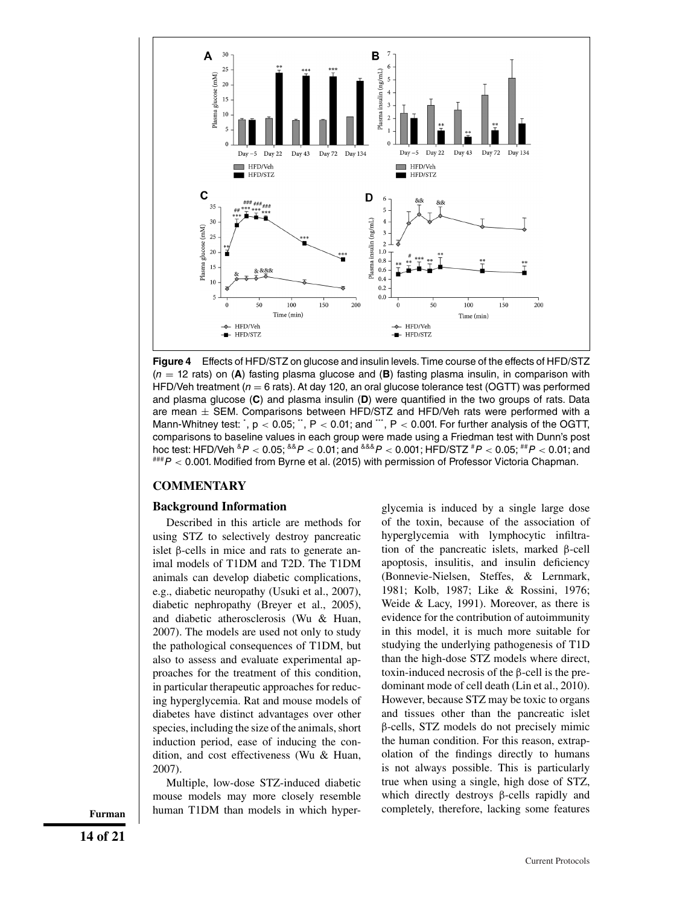**Figure 4** Effects of HFD/STZ on glucose and insulin levels. Time course of the effects of HFD/STZ ($n = 12$ rats) on (**A**) fasting plasma glucose and (**B**) fasting plasma insulin, in comparison with HFD/Veh treatment ($n = 6$ rats). At day 120, an oral glucose tolerance test (OGTT) was performed and plasma glucose (**C**) and plasma insulin (**D**) were quantified in the two groups of rats. Data are mean ± SEM. Comparisons between HFD/STZ and HFD/Veh rats were performed with a Mann-Whitney test: *, $p < 0.05$; **, $P < 0.01$; and ***, $P < 0.001$. For further analysis of the OGTT, comparisons to baseline values in each group were made using a Friedman test with Dunn's post hoc test: HFD/Veh &$P < 0.05$; &&$P < 0.01$; and &&&$P < 0.001$; HFD/STZ #$P < 0.05$; ##$P < 0.01$; and ###$P < 0.001$. Modified from Byrne et al. (2015) with permission of Professor Victoria Chapman.

## COMMENTARY

### Background Information

Described in this article are methods for using STZ to selectively destroy pancreatic islet β-cells in mice and rats to generate animal models of T1DM and T2D. The T1DM animals can develop diabetic complications, e.g., diabetic neuropathy (Usuki et al., 2007), diabetic nephropathy (Breyer et al., 2005), and diabetic atherosclerosis (Wu & Huan, 2007). The models are used not only to study the pathological consequences of T1DM, but also to assess and evaluate experimental approaches for the treatment of this condition, in particular therapeutic approaches for reducing hyperglycemia. Rat and mouse models of diabetes have distinct advantages over other species, including the size of the animals, short induction period, ease of inducing the condition, and cost effectiveness (Wu & Huan, 2007).

Multiple, low-dose STZ-induced diabetic mouse models may more closely resemble human T1DM than models in which hyperglycemia is induced by a single large dose of the toxin, because of the association of hyperglycemia with lymphocytic infiltration of the pancreatic islets, marked β-cell apoptosis, insulitis, and insulin deficiency (Bonnevie-Nielsen, Steffes, & Lernmark, 1981; Kolb, 1987; Like & Rossini, 1976; Weide & Lacy, 1991). Moreover, as there is evidence for the contribution of autoimmunity in this model, it is much more suitable for studying the underlying pathogenesis of T1D than the high-dose STZ models where direct, toxin-induced necrosis of the β-cell is the predominant mode of cell death (Lin et al., 2010). However, because STZ may be toxic to organs and tissues other than the pancreatic islet β-cells, STZ models do not precisely mimic the human condition. For this reason, extrapolation of the findings directly to humans is not always possible. This is particularly true when using a single, high dose of STZ, which directly destroys β-cells rapidly and completely, therefore, lacking some features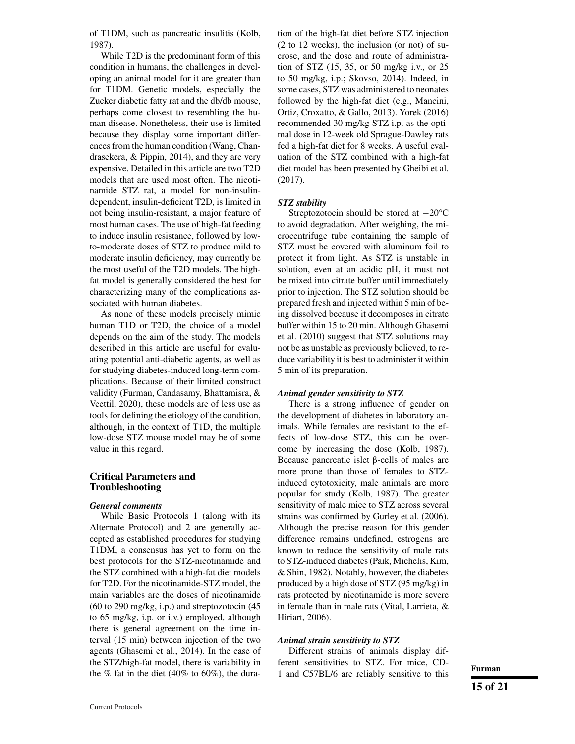of T1DM, such as pancreatic insulitis (Kolb, 1987).

While T2D is the predominant form of this condition in humans, the challenges in developing an animal model for it are greater than for T1DM. Genetic models, especially the Zucker diabetic fatty rat and the db/db mouse, perhaps come closest to resembling the human disease. Nonetheless, their use is limited because they display some important differences from the human condition (Wang, Chandrasekera, & Pippin, 2014), and they are very expensive. Detailed in this article are two T2D models that are used most often. The nicotinamide STZ rat, a model for non-insulin-dependent, insulin-deficient T2D, is limited in not being insulin-resistant, a major feature of most human cases. The use of high-fat feeding to induce insulin resistance, followed by low-to-moderate doses of STZ to produce mild to moderate insulin deficiency, may currently be the most useful of the T2D models. The high-fat model is generally considered the best for characterizing many of the complications associated with human diabetes.

As none of these models precisely mimic human T1D or T2D, the choice of a model depends on the aim of the study. The models described in this article are useful for evaluating potential anti-diabetic agents, as well as for studying diabetes-induced long-term complications. Because of their limited construct validity (Furman, Candasamy, Bhattamisra, & Veettil, 2020), these models are of less use as tools for defining the etiology of the condition, although, in the context of T1D, the multiple low-dose STZ mouse model may be of some value in this regard.

## Critical Parameters and Troubleshooting

### *General comments*

While Basic Protocols 1 (along with its Alternate Protocol) and 2 are generally accepted as established procedures for studying T1DM, a consensus has yet to form on the best protocols for the STZ-nicotinamide and the STZ combined with a high-fat diet models for T2D. For the nicotinamide-STZ model, the main variables are the doses of nicotinamide (60 to 290 mg/kg, i.p.) and streptozotocin (45 to 65 mg/kg, i.p. or i.v.) employed, although there is general agreement on the time interval (15 min) between injection of the two agents (Ghasemi et al., 2014). In the case of the STZ/high-fat model, there is variability in the % fat in the diet (40% to 60%), the duration of the high-fat diet before STZ injection (2 to 12 weeks), the inclusion (or not) of sucrose, and the dose and route of administration of STZ (15, 35, or 50 mg/kg i.v., or 25 to 50 mg/kg, i.p.; Skovso, 2014). Indeed, in some cases, STZ was administered to neonates followed by the high-fat diet (e.g., Mancini, Ortiz, Croxatto, & Gallo, 2013). Yorek (2016) recommended 30 mg/kg STZ i.p. as the optimal dose in 12-week old Sprague-Dawley rats fed a high-fat diet for 8 weeks. A useful evaluation of the STZ combined with a high-fat diet model has been presented by Gheibi et al. (2017).

### *STZ stability*

Streptozotocin should be stored at −20°C to avoid degradation. After weighing, the microcentrifuge tube containing the sample of STZ must be covered with aluminum foil to protect it from light. As STZ is unstable in solution, even at an acidic pH, it must not be mixed into citrate buffer until immediately prior to injection. The STZ solution should be prepared fresh and injected within 5 min of being dissolved because it decomposes in citrate buffer within 15 to 20 min. Although Ghasemi et al. (2010) suggest that STZ solutions may not be as unstable as previously believed, to reduce variability it is best to administer it within 5 min of its preparation.

### *Animal gender sensitivity to STZ*

There is a strong influence of gender on the development of diabetes in laboratory animals. While females are resistant to the effects of low-dose STZ, this can be overcome by increasing the dose (Kolb, 1987). Because pancreatic islet β-cells of males are more prone than those of females to STZ-induced cytotoxicity, male animals are more popular for study (Kolb, 1987). The greater sensitivity of male mice to STZ across several strains was confirmed by Gurley et al. (2006). Although the precise reason for this gender difference remains undefined, estrogens are known to reduce the sensitivity of male rats to STZ-induced diabetes (Paik, Michelis, Kim, & Shin, 1982). Notably, however, the diabetes produced by a high dose of STZ (95 mg/kg) in rats protected by nicotinamide is more severe in female than in male rats (Vital, Larrieta, & Hiriart, 2006).

### *Animal strain sensitivity to STZ*

Different strains of animals display different sensitivities to STZ. For mice, CD-1 and C57BL/6 are reliably sensitive to this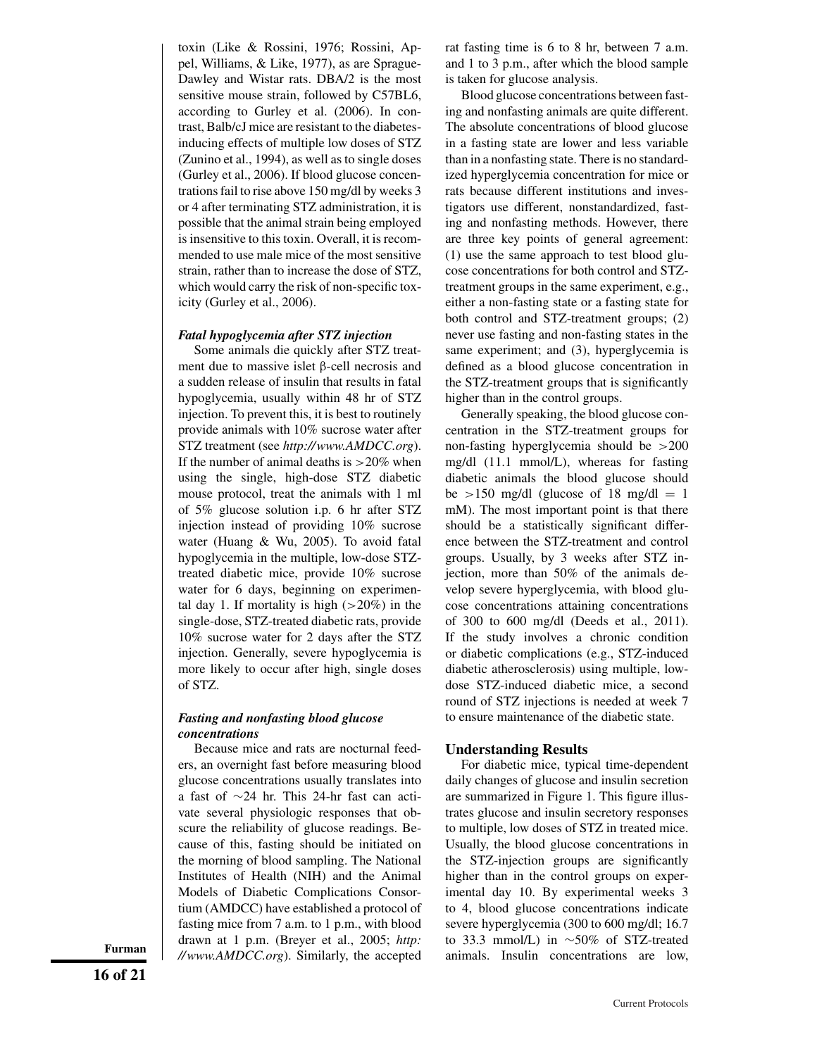toxin (Like & Rossini, 1976; Rossini, Appel, Williams, & Like, 1977), as are Sprague-Dawley and Wistar rats. DBA/2 is the most sensitive mouse strain, followed by C57BL6, according to Gurley et al. (2006). In contrast, Balb/cJ mice are resistant to the diabetes-inducing effects of multiple low doses of STZ (Zunino et al., 1994), as well as to single doses (Gurley et al., 2006). If blood glucose concentrations fail to rise above 150 mg/dl by weeks 3 or 4 after terminating STZ administration, it is possible that the animal strain being employed is insensitive to this toxin. Overall, it is recommended to use male mice of the most sensitive strain, rather than to increase the dose of STZ, which would carry the risk of non-specific toxicity (Gurley et al., 2006).

#### *Fatal hypoglycemia after STZ injection*

Some animals die quickly after STZ treatment due to massive islet β-cell necrosis and a sudden release of insulin that results in fatal hypoglycemia, usually within 48 hr of STZ injection. To prevent this, it is best to routinely provide animals with 10% sucrose water after STZ treatment (see *http://www.AMDCC.org*). If the number of animal deaths is >20% when using the single, high-dose STZ diabetic mouse protocol, treat the animals with 1 ml of 5% glucose solution i.p. 6 hr after STZ injection instead of providing 10% sucrose water (Huang & Wu, 2005). To avoid fatal hypoglycemia in the multiple, low-dose STZ-treated diabetic mice, provide 10% sucrose water for 6 days, beginning on experimental day 1. If mortality is high (>20%) in the single-dose, STZ-treated diabetic rats, provide 10% sucrose water for 2 days after the STZ injection. Generally, severe hypoglycemia is more likely to occur after high, single doses of STZ.

#### *Fasting and nonfasting blood glucose concentrations*

Because mice and rats are nocturnal feeders, an overnight fast before measuring blood glucose concentrations usually translates into a fast of ∼24 hr. This 24-hr fast can activate several physiologic responses that obscure the reliability of glucose readings. Because of this, fasting should be initiated on the morning of blood sampling. The National Institutes of Health (NIH) and the Animal Models of Diabetic Complications Consortium (AMDCC) have established a protocol of fasting mice from 7 a.m. to 1 p.m., with blood drawn at 1 p.m. (Breyer et al., 2005; *http://www.AMDCC.org*). Similarly, the accepted rat fasting time is 6 to 8 hr, between 7 a.m. and 1 to 3 p.m., after which the blood sample is taken for glucose analysis.

Blood glucose concentrations between fasting and nonfasting animals are quite different. The absolute concentrations of blood glucose in a fasting state are lower and less variable than in a nonfasting state. There is no standardized hyperglycemia concentration for mice or rats because different institutions and investigators use different, nonstandardized, fasting and nonfasting methods. However, there are three key points of general agreement: (1) use the same approach to test blood glucose concentrations for both control and STZ-treatment groups in the same experiment, e.g., either a non-fasting state or a fasting state for both control and STZ-treatment groups; (2) never use fasting and non-fasting states in the same experiment; and (3), hyperglycemia is defined as a blood glucose concentration in the STZ-treatment groups that is significantly higher than in the control groups.

Generally speaking, the blood glucose concentration in the STZ-treatment groups for non-fasting hyperglycemia should be >200 mg/dl (11.1 mmol/L), whereas for fasting diabetic animals the blood glucose should be >150 mg/dl (glucose of 18 mg/dl = 1 mM). The most important point is that there should be a statistically significant difference between the STZ-treatment and control groups. Usually, by 3 weeks after STZ injection, more than 50% of the animals develop severe hyperglycemia, with blood glucose concentrations attaining concentrations of 300 to 600 mg/dl (Deeds et al., 2011). If the study involves a chronic condition or diabetic complications (e.g., STZ-induced diabetic atherosclerosis) using multiple, low-dose STZ-induced diabetic mice, a second round of STZ injections is needed at week 7 to ensure maintenance of the diabetic state.

## Understanding Results

For diabetic mice, typical time-dependent daily changes of glucose and insulin secretion are summarized in Figure 1. This figure illustrates glucose and insulin secretory responses to multiple, low doses of STZ in treated mice. Usually, the blood glucose concentrations in the STZ-injection groups are significantly higher than in the control groups on experimental day 10. By experimental weeks 3 to 4, blood glucose concentrations indicate severe hyperglycemia (300 to 600 mg/dl; 16.7 to 33.3 mmol/L) in ∼50% of STZ-treated animals. Insulin concentrations are low,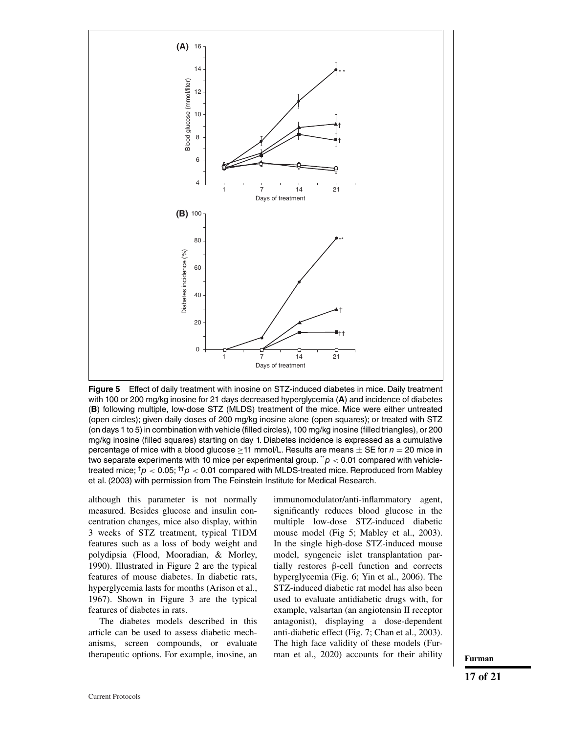**Figure 5** Effect of daily treatment with inosine on STZ-induced diabetes in mice. Daily treatment with 100 or 200 mg/kg inosine for 21 days decreased hyperglycemia (**A**) and incidence of diabetes (**B**) following multiple, low-dose STZ (MLDS) treatment of the mice. Mice were either untreated (open circles); given daily doses of 200 mg/kg inosine alone (open squares); or treated with STZ (on days 1 to 5) in combination with vehicle (filled circles), 100 mg/kg inosine (filled triangles), or 200 mg/kg inosine (filled squares) starting on day 1. Diabetes incidence is expressed as a cumulative percentage of mice with a blood glucose ≥11 mmol/L. Results are means ± SE for $n = 20$ mice in two separate experiments with 10 mice per experimental group. $^{**}p < 0.01$ compared with vehicle-treated mice; $^{\dagger}p < 0.05$; $^{\dagger\dagger}p < 0.01$ compared with MLDS-treated mice. Reproduced from Mabley et al. (2003) with permission from The Feinstein Institute for Medical Research.

although this parameter is not normally measured. Besides glucose and insulin concentration changes, mice also display, within 3 weeks of STZ treatment, typical T1DM features such as a loss of body weight and polydipsia (Flood, Mooradian, & Morley, 1990). Illustrated in Figure 2 are the typical features of mouse diabetes. In diabetic rats, hyperglycemia lasts for months (Arison et al., 1967). Shown in Figure 3 are the typical features of diabetes in rats.

The diabetes models described in this article can be used to assess diabetic mechanisms, screen compounds, or evaluate therapeutic options. For example, inosine, an immunomodulator/anti-inflammatory agent, significantly reduces blood glucose in the multiple low-dose STZ-induced diabetic mouse model (Fig 5; Mabley et al., 2003). In the single high-dose STZ-induced mouse model, syngeneic islet transplantation partially restores β-cell function and corrects hyperglycemia (Fig. 6; Yin et al., 2006). The STZ-induced diabetic rat model has also been used to evaluate antidiabetic drugs with, for example, valsartan (an angiotensin II receptor antagonist), displaying a dose-dependent anti-diabetic effect (Fig. 7; Chan et al., 2003). The high face validity of these models (Furman et al., 2020) accounts for their ability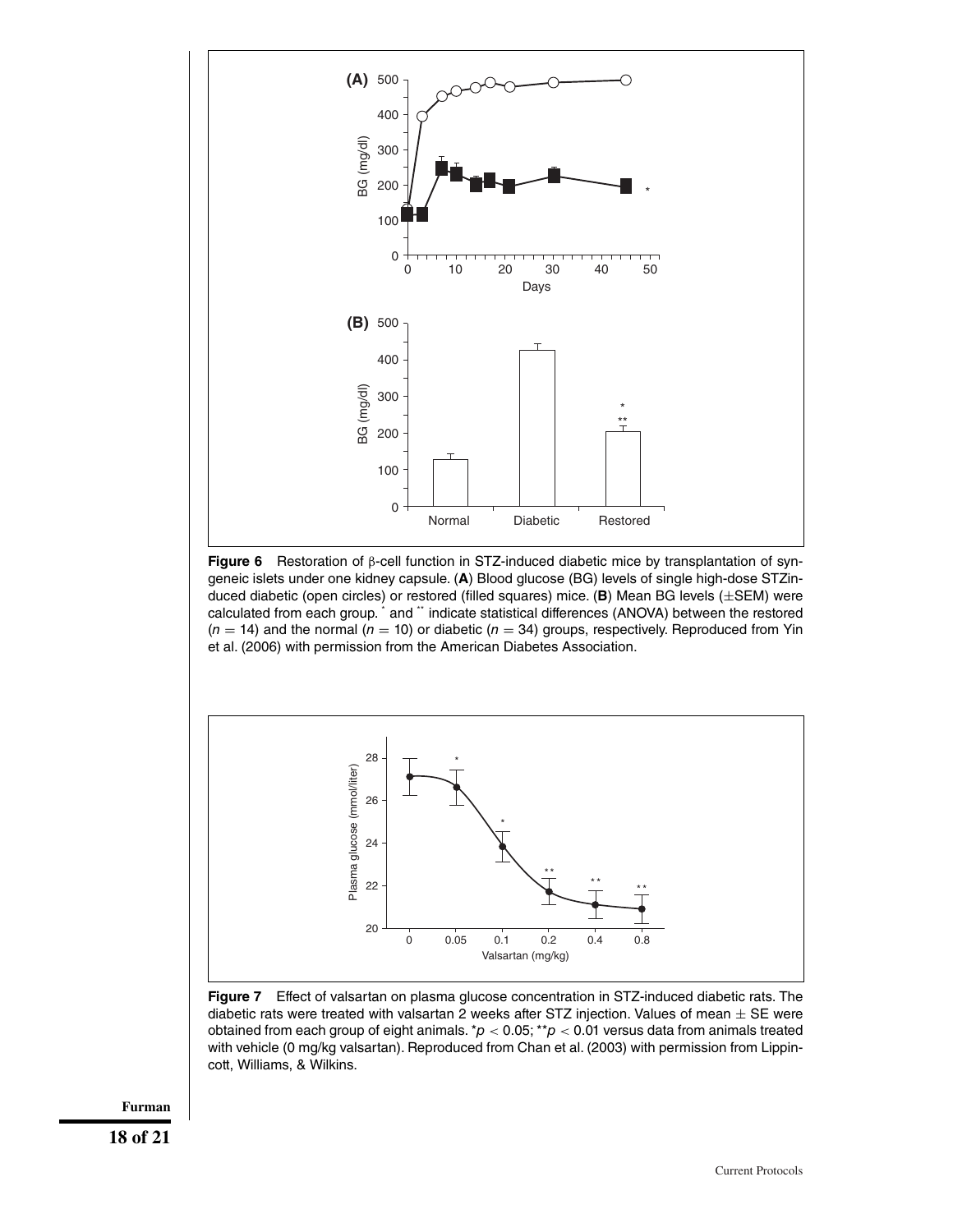**Figure 6** Restoration of β-cell function in STZ-induced diabetic mice by transplantation of syngeneic islets under one kidney capsule. (**A**) Blood glucose (BG) levels of single high-dose STZ-induced diabetic (open circles) or restored (filled squares) mice. (**B**) Mean BG levels (±SEM) were calculated from each group. * and ** indicate statistical differences (ANOVA) between the restored ($n = 14$) and the normal ($n = 10$) or diabetic ($n = 34$) groups, respectively. Reproduced from Yin et al. (2006) with permission from the American Diabetes Association.

**Figure 7** Effect of valsartan on plasma glucose concentration in STZ-induced diabetic rats. The diabetic rats were treated with valsartan 2 weeks after STZ injection. Values of mean ± SE were obtained from each group of eight animals. *$p < 0.05$; **$p < 0.01$ versus data from animals treated with vehicle (0 mg/kg valsartan). Reproduced from Chan et al. (2003) with permission from Lippincott, Williams, & Wilkins.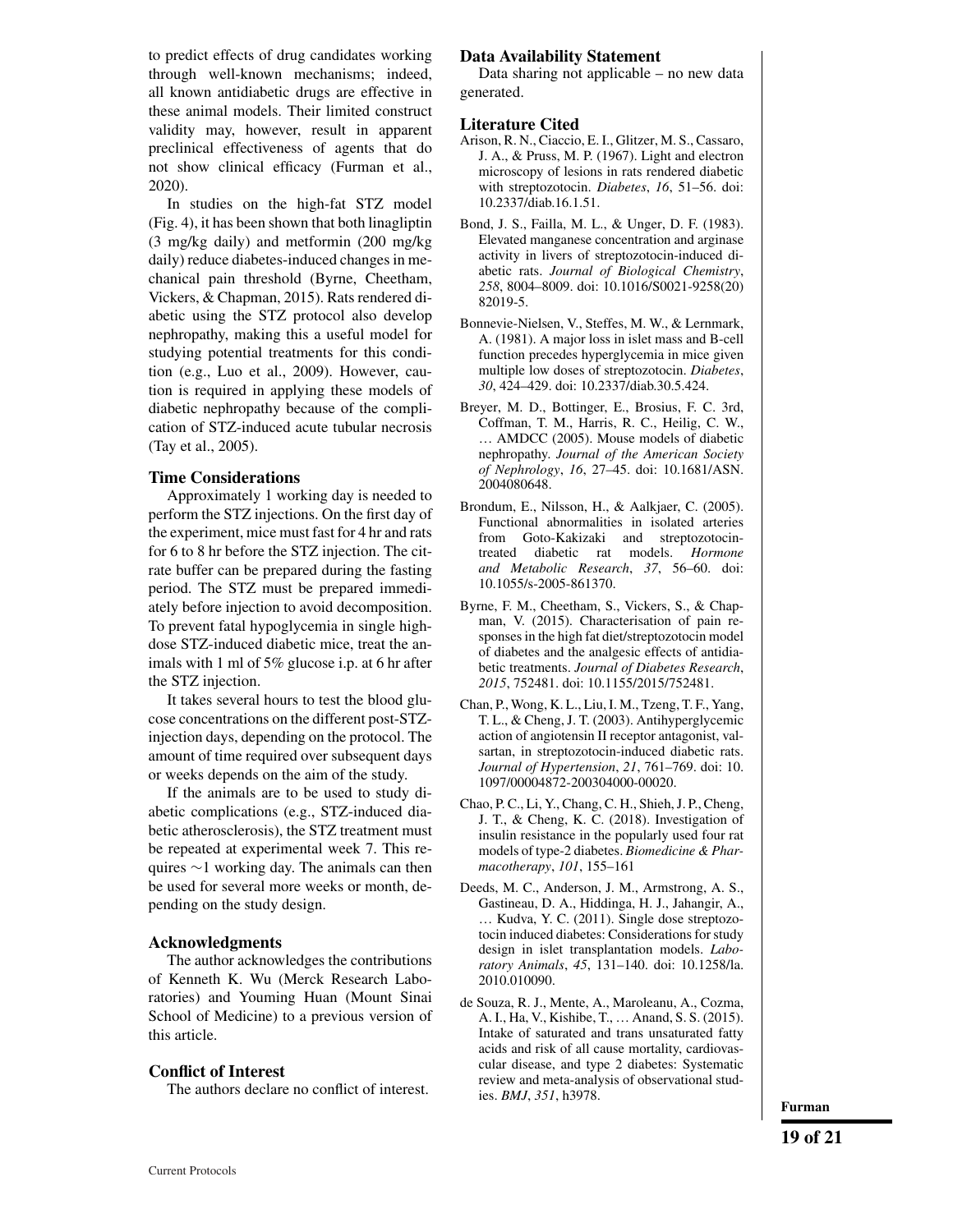to predict effects of drug candidates working through well-known mechanisms; indeed, all known antidiabetic drugs are effective in these animal models. Their limited construct validity may, however, result in apparent preclinical effectiveness of agents that do not show clinical efficacy (Furman et al., 2020).

In studies on the high-fat STZ model (Fig. 4), it has been shown that both linagliptin (3 mg/kg daily) and metformin (200 mg/kg daily) reduce diabetes-induced changes in mechanical pain threshold (Byrne, Cheetham, Vickers, & Chapman, 2015). Rats rendered diabetic using the STZ protocol also develop nephropathy, making this a useful model for studying potential treatments for this condition (e.g., Luo et al., 2009). However, caution is required in applying these models of diabetic nephropathy because of the complication of STZ-induced acute tubular necrosis (Tay et al., 2005).

### Time Considerations

Approximately 1 working day is needed to perform the STZ injections. On the first day of the experiment, mice must fast for 4 hr and rats for 6 to 8 hr before the STZ injection. The citrate buffer can be prepared during the fasting period. The STZ must be prepared immediately before injection to avoid decomposition. To prevent fatal hypoglycemia in single high-dose STZ-induced diabetic mice, treat the animals with 1 ml of 5% glucose i.p. at 6 hr after the STZ injection.

It takes several hours to test the blood glucose concentrations on the different post-STZ-injection days, depending on the protocol. The amount of time required over subsequent days or weeks depends on the aim of the study.

If the animals are to be used to study diabetic complications (e.g., STZ-induced diabetic atherosclerosis), the STZ treatment must be repeated at experimental week 7. This requires ∼1 working day. The animals can then be used for several more weeks or month, depending on the study design.

### Acknowledgments

The author acknowledges the contributions of Kenneth K. Wu (Merck Research Laboratories) and Youming Huan (Mount Sinai School of Medicine) to a previous version of this article.

### Conflict of Interest

The authors declare no conflict of interest.

### Data Availability Statement

Data sharing not applicable – no new data generated.

### Literature Cited

Arison, R. N., Ciaccio, E. I., Glitzer, M. S., Cassaro, J. A., & Pruss, M. P. (1967). Light and electron microscopy of lesions in rats rendered diabetic with streptozotocin. *Diabetes*, *16*, 51–56. doi: 10.2337/diab.16.1.51.

Bond, J. S., Failla, M. L., & Unger, D. F. (1983). Elevated manganese concentration and arginase activity in livers of streptozotocin-induced diabetic rats. *Journal of Biological Chemistry*, *258*, 8004–8009. doi: 10.1016/S0021-9258(20)82019-5.

Bonnevie-Nielsen, V., Steffes, M. W., & Lernmark, A. (1981). A major loss in islet mass and B-cell function precedes hyperglycemia in mice given multiple low doses of streptozotocin. *Diabetes*, *30*, 424–429. doi: 10.2337/diab.30.5.424.

Breyer, M. D., Bottinger, E., Brosius, F. C. 3rd, Coffman, T. M., Harris, R. C., Heilig, C. W., … AMDCC (2005). Mouse models of diabetic nephropathy. *Journal of the American Society of Nephrology*, *16*, 27–45. doi: 10.1681/ASN.2004080648.

Brondum, E., Nilsson, H., & Aalkjaer, C. (2005). Functional abnormalities in isolated arteries from Goto-Kakizaki and streptozotocin-treated diabetic rat models. *Hormone and Metabolic Research*, *37*, 56–60. doi: 10.1055/s-2005-861370.

Byrne, F. M., Cheetham, S., Vickers, S., & Chapman, V. (2015). Characterisation of pain responses in the high fat diet/streptozotocin model of diabetes and the analgesic effects of antidiabetic treatments. *Journal of Diabetes Research*, *2015*, 752481. doi: 10.1155/2015/752481.

Chan, P., Wong, K. L., Liu, I. M., Tzeng, T. F., Yang, T. L., & Cheng, J. T. (2003). Antihyperglycemic action of angiotensin II receptor antagonist, valsartan, in streptozotocin-induced diabetic rats. *Journal of Hypertension*, *21*, 761–769. doi: 10.1097/00004872-200304000-00020.

Chao, P. C., Li, Y., Chang, C. H., Shieh, J. P., Cheng, J. T., & Cheng, K. C. (2018). Investigation of insulin resistance in the popularly used four rat models of type-2 diabetes. *Biomedicine & Pharmacotherapy*, *101*, 155–161

Deeds, M. C., Anderson, J. M., Armstrong, A. S., Gastineau, D. A., Hiddinga, H. J., Jahangir, A., … Kudva, Y. C. (2011). Single dose streptozotocin induced diabetes: Considerations for study design in islet transplantation models. *Laboratory Animals*, *45*, 131–140. doi: 10.1258/la.2010.010090.

de Souza, R. J., Mente, A., Maroleanu, A., Cozma, A. I., Ha, V., Kishibe, T., … Anand, S. S. (2015). Intake of saturated and trans unsaturated fatty acids and risk of all cause mortality, cardiovascular disease, and type 2 diabetes: Systematic review and meta-analysis of observational studies. *BMJ*, *351*, h3978.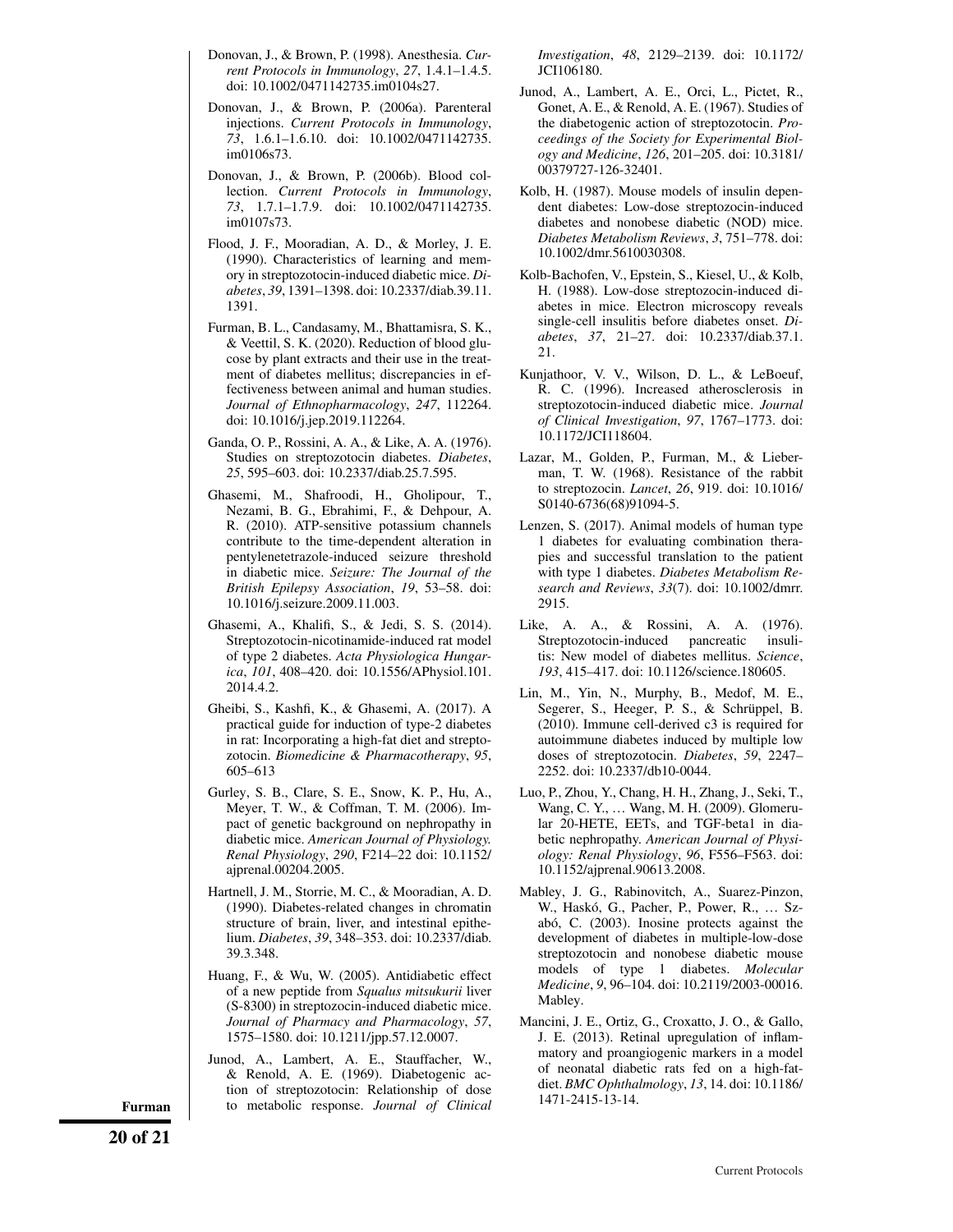Donovan, J., & Brown, P. (1998). Anesthesia. *Current Protocols in Immunology*, *27*, 1.4.1–1.4.5. doi: 10.1002/0471142735.im0104s27.

Donovan, J., & Brown, P. (2006a). Parenteral injections. *Current Protocols in Immunology*, *73*, 1.6.1–1.6.10. doi: 10.1002/0471142735.im0106s73.

Donovan, J., & Brown, P. (2006b). Blood collection. *Current Protocols in Immunology*, *73*, 1.7.1–1.7.9. doi: 10.1002/0471142735.im0107s73.

Flood, J. F., Mooradian, A. D., & Morley, J. E. (1990). Characteristics of learning and memory in streptozotocin-induced diabetic mice. *Diabetes*, *39*, 1391–1398. doi: 10.2337/diab.39.11.1391.

Furman, B. L., Candasamy, M., Bhattamisra, S. K., & Veettil, S. K. (2020). Reduction of blood glucose by plant extracts and their use in the treatment of diabetes mellitus; discrepancies in effectiveness between animal and human studies. *Journal of Ethnopharmacology*, *247*, 112264. doi: 10.1016/j.jep.2019.112264.

Ganda, O. P., Rossini, A. A., & Like, A. A. (1976). Studies on streptozotocin diabetes. *Diabetes*, *25*, 595–603. doi: 10.2337/diab.25.7.595.

Ghasemi, M., Shafroodi, H., Gholipour, T., Nezami, B. G., Ebrahimi, F., & Dehpour, A. R. (2010). ATP-sensitive potassium channels contribute to the time-dependent alteration in pentylenetetrazole-induced seizure threshold in diabetic mice. *Seizure: The Journal of the British Epilepsy Association*, *19*, 53–58. doi: 10.1016/j.seizure.2009.11.003.

Ghasemi, A., Khalifi, S., & Jedi, S. S. (2014). Streptozotocin-nicotinamide-induced rat model of type 2 diabetes. *Acta Physiologica Hungarica*, *101*, 408–420. doi: 10.1556/APhysiol.101.2014.4.2.

Gheibi, S., Kashfi, K., & Ghasemi, A. (2017). A practical guide for induction of type-2 diabetes in rat: Incorporating a high-fat diet and streptozotocin. *Biomedicine & Pharmacotherapy*, *95*, 605–613

Gurley, S. B., Clare, S. E., Snow, K. P., Hu, A., Meyer, T. W., & Coffman, T. M. (2006). Impact of genetic background on nephropathy in diabetic mice. *American Journal of Physiology. Renal Physiology*, *290*, F214–22 doi: 10.1152/ajprenal.00204.2005.

Hartnell, J. M., Storrie, M. C., & Mooradian, A. D. (1990). Diabetes-related changes in chromatin structure of brain, liver, and intestinal epithelium. *Diabetes*, *39*, 348–353. doi: 10.2337/diab.39.3.348.

Huang, F., & Wu, W. (2005). Antidiabetic effect of a new peptide from *Squalus mitsukurii* liver (S-8300) in streptozocin-induced diabetic mice. *Journal of Pharmacy and Pharmacology*, *57*, 1575–1580. doi: 10.1211/jpp.57.12.0007.

Junod, A., Lambert, A. E., Stauffacher, W., & Renold, A. E. (1969). Diabetogenic action of streptozotocin: Relationship of dose to metabolic response. *Journal of Clinical Investigation*, *48*, 2129–2139. doi: 10.1172/JCI106180.

Junod, A., Lambert, A. E., Orci, L., Pictet, R., Gonet, A. E., & Renold, A. E. (1967). Studies of the diabetogenic action of streptozotocin. *Proceedings of the Society for Experimental Biology and Medicine*, *126*, 201–205. doi: 10.3181/00379727-126-32401.

Kolb, H. (1987). Mouse models of insulin dependent diabetes: Low-dose streptozocin-induced diabetes and nonobese diabetic (NOD) mice. *Diabetes Metabolism Reviews*, *3*, 751–778. doi: 10.1002/dmr.5610030308.

Kolb-Bachofen, V., Epstein, S., Kiesel, U., & Kolb, H. (1988). Low-dose streptozocin-induced diabetes in mice. Electron microscopy reveals single-cell insulitis before diabetes onset. *Diabetes*, *37*, 21–27. doi: 10.2337/diab.37.1.21.

Kunjathoor, V. V., Wilson, D. L., & LeBoeuf, R. C. (1996). Increased atherosclerosis in streptozotocin-induced diabetic mice. *Journal of Clinical Investigation*, *97*, 1767–1773. doi: 10.1172/JCI118604.

Lazar, M., Golden, P., Furman, M., & Lieberman, T. W. (1968). Resistance of the rabbit to streptozocin. *Lancet*, *26*, 919. doi: 10.1016/S0140-6736(68)91094-5.

Lenzen, S. (2017). Animal models of human type 1 diabetes for evaluating combination therapies and successful translation to the patient with type 1 diabetes. *Diabetes Metabolism Research and Reviews*, *33*(7). doi: 10.1002/dmrr.2915.

Like, A. A., & Rossini, A. A. (1976). Streptozotocin-induced pancreatic insulitis: New model of diabetes mellitus. *Science*, *193*, 415–417. doi: 10.1126/science.180605.

Lin, M., Yin, N., Murphy, B., Medof, M. E., Segerer, S., Heeger, P. S., & Schrüppel, B. (2010). Immune cell-derived c3 is required for autoimmune diabetes induced by multiple low doses of streptozotocin. *Diabetes*, *59*, 2247–2252. doi: 10.2337/db10-0044.

Luo, P., Zhou, Y., Chang, H. H., Zhang, J., Seki, T., Wang, C. Y., … Wang, M. H. (2009). Glomerular 20-HETE, EETs, and TGF-beta1 in diabetic nephropathy. *American Journal of Physiology: Renal Physiology*, *96*, F556–F563. doi: 10.1152/ajprenal.90613.2008.

Mabley, J. G., Rabinovitch, A., Suarez-Pinzon, W., Haskó, G., Pacher, P., Power, R., … Szabó, C. (2003). Inosine protects against the development of diabetes in multiple-low-dose streptozotocin and nonobese diabetic mouse models of type 1 diabetes. *Molecular Medicine*, *9*, 96–104. doi: 10.2119/2003-00016.Mabley.

Mancini, J. E., Ortiz, G., Croxatto, J. O., & Gallo, J. E. (2013). Retinal upregulation of inflammatory and proangiogenic markers in a model of neonatal diabetic rats fed on a high-fat-diet. *BMC Ophthalmology*, *13*, 14. doi: 10.1186/1471-2415-13-14.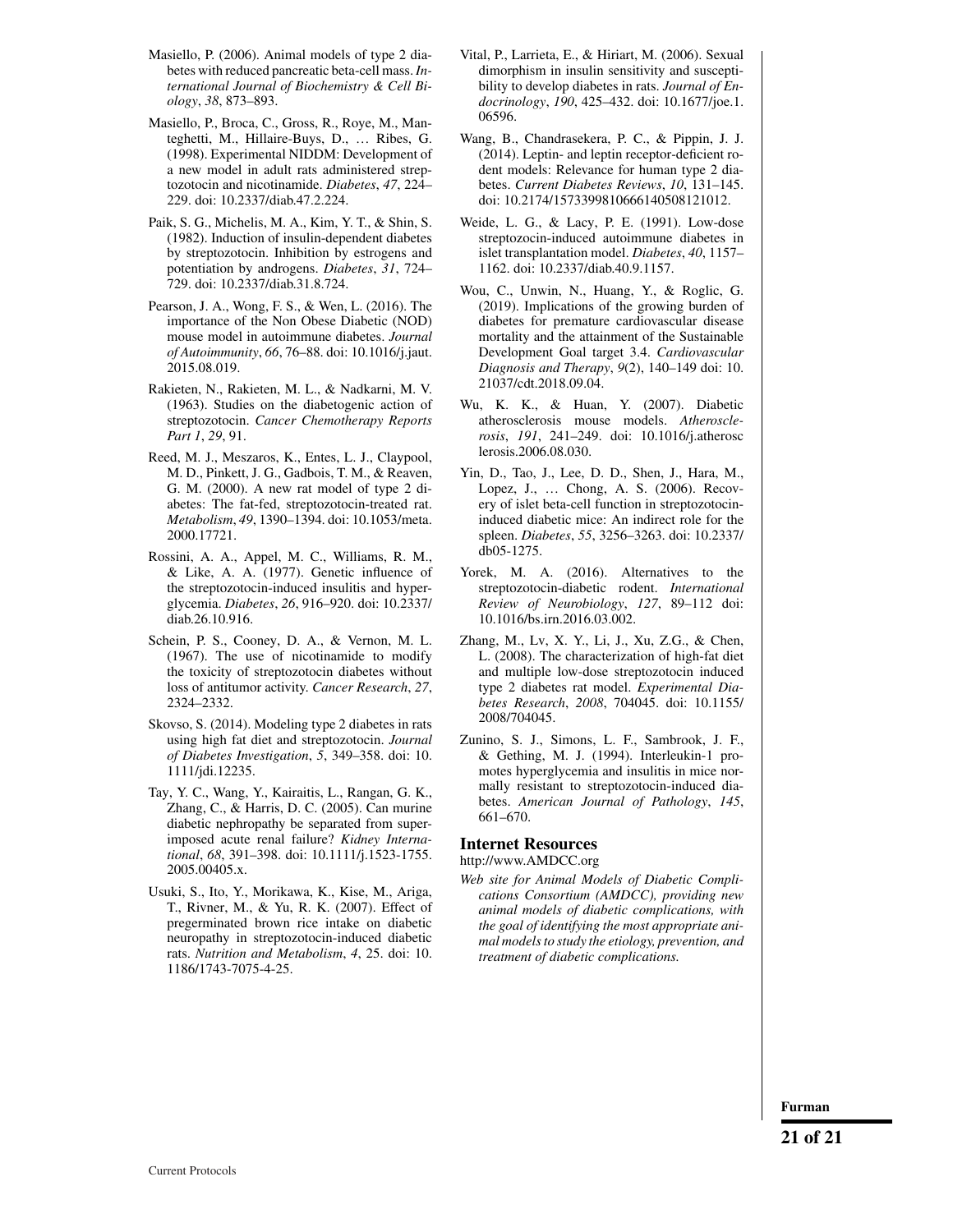Masiello, P. (2006). Animal models of type 2 diabetes with reduced pancreatic beta-cell mass. *International Journal of Biochemistry & Cell Biology*, *38*, 873–893.

Masiello, P., Broca, C., Gross, R., Roye, M., Manteghetti, M., Hillaire-Buys, D., … Ribes, G. (1998). Experimental NIDDM: Development of a new model in adult rats administered streptozotocin and nicotinamide. *Diabetes*, *47*, 224–229. doi: 10.2337/diab.47.2.224.

Paik, S. G., Michelis, M. A., Kim, Y. T., & Shin, S. (1982). Induction of insulin-dependent diabetes by streptozotocin. Inhibition by estrogens and potentiation by androgens. *Diabetes*, *31*, 724–729. doi: 10.2337/diab.31.8.724.

Pearson, J. A., Wong, F. S., & Wen, L. (2016). The importance of the Non Obese Diabetic (NOD) mouse model in autoimmune diabetes. *Journal of Autoimmunity*, *66*, 76–88. doi: 10.1016/j.jaut.2015.08.019.

Rakieten, N., Rakieten, M. L., & Nadkarni, M. V. (1963). Studies on the diabetogenic action of streptozotocin. *Cancer Chemotherapy Reports Part 1*, *29*, 91.

Reed, M. J., Meszaros, K., Entes, L. J., Claypool, M. D., Pinkett, J. G., Gadbois, T. M., & Reaven, G. M. (2000). A new rat model of type 2 diabetes: The fat-fed, streptozotocin-treated rat. *Metabolism*, *49*, 1390–1394. doi: 10.1053/meta.2000.17721.

Rossini, A. A., Appel, M. C., Williams, R. M., & Like, A. A. (1977). Genetic influence of the streptozotocin-induced insulitis and hyperglycemia. *Diabetes*, *26*, 916–920. doi: 10.2337/diab.26.10.916.

Schein, P. S., Cooney, D. A., & Vernon, M. L. (1967). The use of nicotinamide to modify the toxicity of streptozotocin diabetes without loss of antitumor activity. *Cancer Research*, *27*, 2324–2332.

Skovso, S. (2014). Modeling type 2 diabetes in rats using high fat diet and streptozotocin. *Journal of Diabetes Investigation*, *5*, 349–358. doi: 10.1111/jdi.12235.

Tay, Y. C., Wang, Y., Kairaitis, L., Rangan, G. K., Zhang, C., & Harris, D. C. (2005). Can murine diabetic nephropathy be separated from superimposed acute renal failure? *Kidney International*, *68*, 391–398. doi: 10.1111/j.1523-1755.2005.00405.x.

Usuki, S., Ito, Y., Morikawa, K., Kise, M., Ariga, T., Rivner, M., & Yu, R. K. (2007). Effect of pregerminated brown rice intake on diabetic neuropathy in streptozotocin-induced diabetic rats. *Nutrition and Metabolism*, *4*, 25. doi: 10.1186/1743-7075-4-25.

Vital, P., Larrieta, E., & Hiriart, M. (2006). Sexual dimorphism in insulin sensitivity and susceptibility to develop diabetes in rats. *Journal of Endocrinology*, *190*, 425–432. doi: 10.1677/joe.1.06596.

Wang, B., Chandrasekera, P. C., & Pippin, J. J. (2014). Leptin- and leptin receptor-deficient rodent models: Relevance for human type 2 diabetes. *Current Diabetes Reviews*, *10*, 131–145. doi: 10.2174/1573399810666140508121012.

Weide, L. G., & Lacy, P. E. (1991). Low-dose streptozocin-induced autoimmune diabetes in islet transplantation model. *Diabetes*, *40*, 1157–1162. doi: 10.2337/diab.40.9.1157.

Wou, C., Unwin, N., Huang, Y., & Roglic, G. (2019). Implications of the growing burden of diabetes for premature cardiovascular disease mortality and the attainment of the Sustainable Development Goal target 3.4. *Cardiovascular Diagnosis and Therapy*, *9*(2), 140–149 doi: 10.21037/cdt.2018.09.04.

Wu, K. K., & Huan, Y. (2007). Diabetic atherosclerosis mouse models. *Atherosclerosis*, *191*, 241–249. doi: 10.1016/j.atherosclerosis.2006.08.030.

Yin, D., Tao, J., Lee, D. D., Shen, J., Hara, M., Lopez, J., … Chong, A. S. (2006). Recovery of islet beta-cell function in streptozotocin-induced diabetic mice: An indirect role for the spleen. *Diabetes*, *55*, 3256–3263. doi: 10.2337/db05-1275.

Yorek, M. A. (2016). Alternatives to the streptozotocin-diabetic rodent. *International Review of Neurobiology*, *127*, 89–112 doi: 10.1016/bs.irn.2016.03.002.

Zhang, M., Lv, X. Y., Li, J., Xu, Z.G., & Chen, L. (2008). The characterization of high-fat diet and multiple low-dose streptozotocin induced type 2 diabetes rat model. *Experimental Diabetes Research*, *2008*, 704045. doi: 10.1155/2008/704045.

Zunino, S. J., Simons, L. F., Sambrook, J. F., & Gething, M. J. (1994). Interleukin-1 promotes hyperglycemia and insulitis in mice normally resistant to streptozotocin-induced diabetes. *American Journal of Pathology*, *145*, 661–670.

## Internet Resources

http://www.AMDCC.org

*Web site for Animal Models of Diabetic Complications Consortium (AMDCC), providing new animal models of diabetic complications, with the goal of identifying the most appropriate animal models to study the etiology, prevention, and treatment of diabetic complications.*